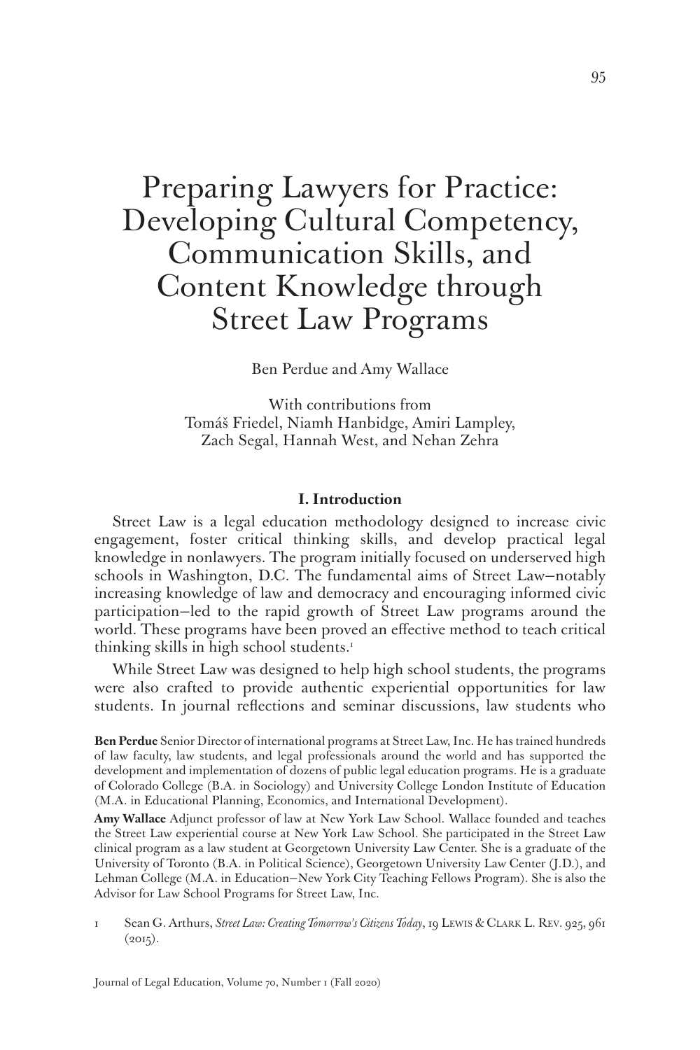# Preparing Lawyers for Practice: Developing Cultural Competency, Communication Skills, and Content Knowledge through Street Law Programs

Ben Perdue and Amy Wallace

With contributions from
Tomáš Friedel, Niamh Hanbidge, Amiri Lampley,
Zach Segal, Hannah West, and Nehan Zehra

## I. Introduction

Street Law is a legal education methodology designed to increase civic engagement, foster critical thinking skills, and develop practical legal knowledge in nonlawyers. The program initially focused on underserved high schools in Washington, D.C. The fundamental aims of Street Law—notably increasing knowledge of law and democracy and encouraging informed civic participation—led to the rapid growth of Street Law programs around the world. These programs have been proved an effective method to teach critical thinking skills in high school students.[1]

While Street Law was designed to help high school students, the programs were also crafted to provide authentic experiential opportunities for law students. In journal reflections and seminar discussions, law students who

**Ben Perdue** Senior Director of international programs at Street Law, Inc. He has trained hundreds of law faculty, law students, and legal professionals around the world and has supported the development and implementation of dozens of public legal education programs. He is a graduate of Colorado College (B.A. in Sociology) and University College London Institute of Education (M.A. in Educational Planning, Economics, and International Development).

**Amy Wallace** Adjunct professor of law at New York Law School. Wallace founded and teaches the Street Law experiential course at New York Law School. She participated in the Street Law clinical program as a law student at Georgetown University Law Center. She is a graduate of the University of Toronto (B.A. in Political Science), Georgetown University Law Center (J.D.), and Lehman College (M.A. in Education—New York City Teaching Fellows Program). She is also the Advisor for Law School Programs for Street Law, Inc.

1 Sean G. Arthurs, *Street Law: Creating Tomorrow's Citizens Today*, 19 Lewis & Clark L. Rev. 925, 961 (2015).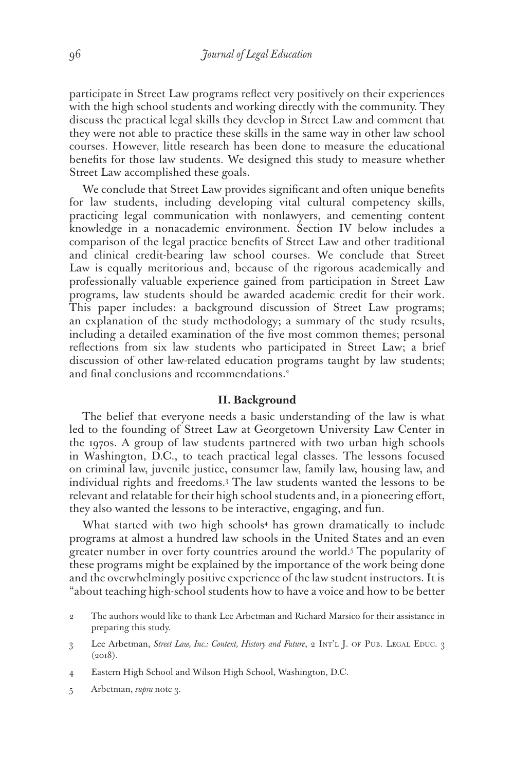participate in Street Law programs reflect very positively on their experiences with the high school students and working directly with the community. They discuss the practical legal skills they develop in Street Law and comment that they were not able to practice these skills in the same way in other law school courses. However, little research has been done to measure the educational benefits for those law students. We designed this study to measure whether Street Law accomplished these goals.

We conclude that Street Law provides significant and often unique benefits for law students, including developing vital cultural competency skills, practicing legal communication with nonlawyers, and cementing content knowledge in a nonacademic environment. Section IV below includes a comparison of the legal practice benefits of Street Law and other traditional and clinical credit-bearing law school courses. We conclude that Street Law is equally meritorious and, because of the rigorous academically and professionally valuable experience gained from participation in Street Law programs, law students should be awarded academic credit for their work. This paper includes: a background discussion of Street Law programs; an explanation of the study methodology; a summary of the study results, including a detailed examination of the five most common themes; personal reflections from six law students who participated in Street Law; a brief discussion of other law-related education programs taught by law students; and final conclusions and recommendations.[2]

## II. Background

The belief that everyone needs a basic understanding of the law is what led to the founding of Street Law at Georgetown University Law Center in the 1970s. A group of law students partnered with two urban high schools in Washington, D.C., to teach practical legal classes. The lessons focused on criminal law, juvenile justice, consumer law, family law, housing law, and individual rights and freedoms.[3] The law students wanted the lessons to be relevant and relatable for their high school students and, in a pioneering effort, they also wanted the lessons to be interactive, engaging, and fun.

What started with two high schools[4] has grown dramatically to include programs at almost a hundred law schools in the United States and an even greater number in over forty countries around the world.[5] The popularity of these programs might be explained by the importance of the work being done and the overwhelmingly positive experience of the law student instructors. It is "about teaching high-school students how to have a voice and how to be better

2 The authors would like to thank Lee Arbetman and Richard Marsico for their assistance in preparing this study.

3 Lee Arbetman, *Street Law, Inc.: Context, History and Future*, 2 INT'L J. OF PUB. LEGAL EDUC. 3 (2018).

4 Eastern High School and Wilson High School, Washington, D.C.

5 Arbetman, *supra* note 3.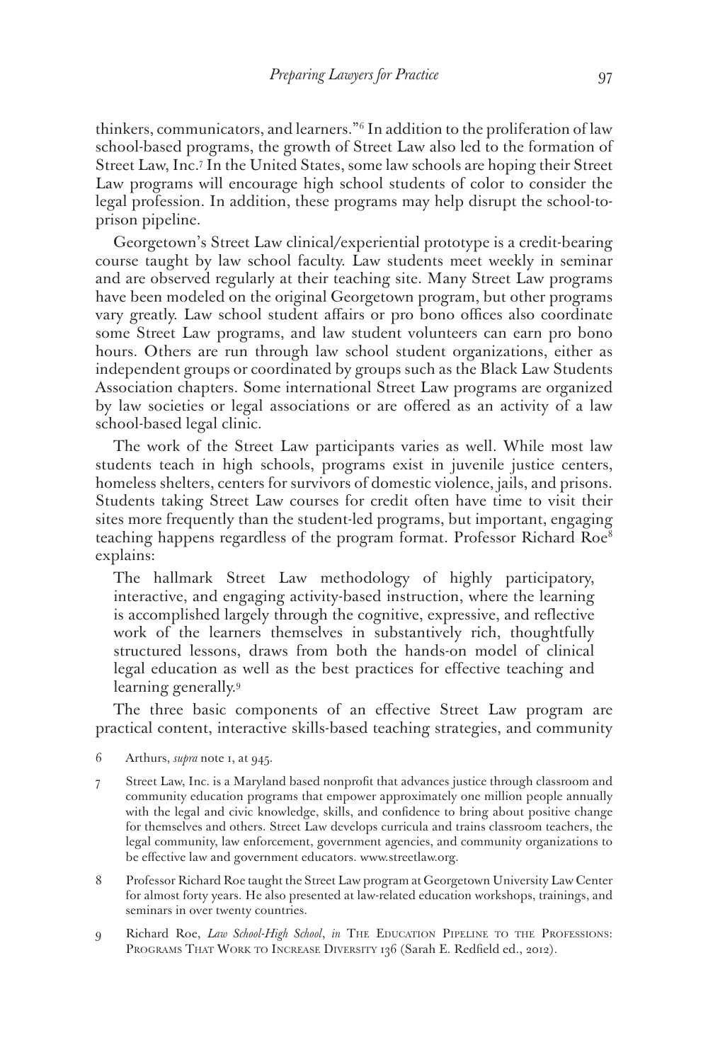thinkers, communicators, and learners."[6] In addition to the proliferation of law school-based programs, the growth of Street Law also led to the formation of Street Law, Inc.[7] In the United States, some law schools are hoping their Street Law programs will encourage high school students of color to consider the legal profession. In addition, these programs may help disrupt the school-to-prison pipeline.

Georgetown's Street Law clinical/experiential prototype is a credit-bearing course taught by law school faculty. Law students meet weekly in seminar and are observed regularly at their teaching site. Many Street Law programs have been modeled on the original Georgetown program, but other programs vary greatly. Law school student affairs or pro bono offices also coordinate some Street Law programs, and law student volunteers can earn pro bono hours. Others are run through law school student organizations, either as independent groups or coordinated by groups such as the Black Law Students Association chapters. Some international Street Law programs are organized by law societies or legal associations or are offered as an activity of a law school-based legal clinic.

The work of the Street Law participants varies as well. While most law students teach in high schools, programs exist in juvenile justice centers, homeless shelters, centers for survivors of domestic violence, jails, and prisons. Students taking Street Law courses for credit often have time to visit their sites more frequently than the student-led programs, but important, engaging teaching happens regardless of the program format. Professor Richard Roe[8] explains:

> The hallmark Street Law methodology of highly participatory, interactive, and engaging activity-based instruction, where the learning is accomplished largely through the cognitive, expressive, and reflective work of the learners themselves in substantively rich, thoughtfully structured lessons, draws from both the hands-on model of clinical legal education as well as the best practices for effective teaching and learning generally.[9]

The three basic components of an effective Street Law program are practical content, interactive skills-based teaching strategies, and community

6 Arthurs, *supra* note 1, at 945.

7 Street Law, Inc. is a Maryland based nonprofit that advances justice through classroom and community education programs that empower approximately one million people annually with the legal and civic knowledge, skills, and confidence to bring about positive change for themselves and others. Street Law develops curricula and trains classroom teachers, the legal community, law enforcement, government agencies, and community organizations to be effective law and government educators. www.streetlaw.org.

8 Professor Richard Roe taught the Street Law program at Georgetown University Law Center for almost forty years. He also presented at law-related education workshops, trainings, and seminars in over twenty countries.

9 Richard Roe, *Law School-High School*, *in* The Education Pipeline to the Professions: Programs That Work to Increase Diversity 136 (Sarah E. Redfield ed., 2012).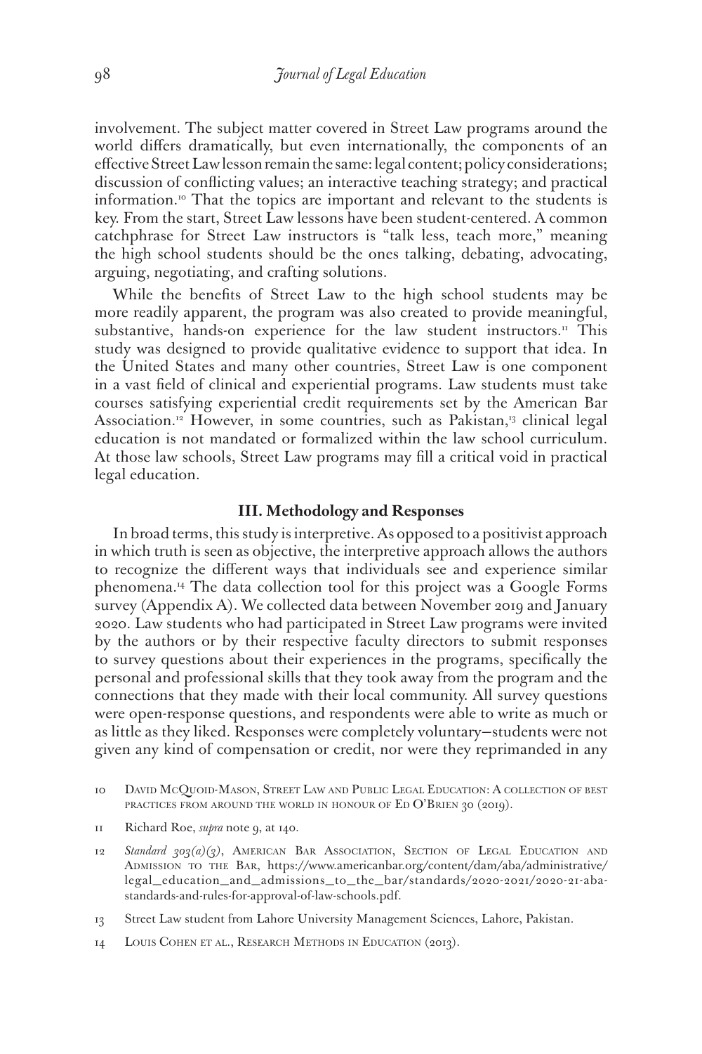involvement. The subject matter covered in Street Law programs around the world differs dramatically, but even internationally, the components of an effective Street Law lesson remain the same: legal content; policy considerations; discussion of conflicting values; an interactive teaching strategy; and practical information.[10] That the topics are important and relevant to the students is key. From the start, Street Law lessons have been student-centered. A common catchphrase for Street Law instructors is "talk less, teach more," meaning the high school students should be the ones talking, debating, advocating, arguing, negotiating, and crafting solutions.

While the benefits of Street Law to the high school students may be more readily apparent, the program was also created to provide meaningful, substantive, hands-on experience for the law student instructors.[11] This study was designed to provide qualitative evidence to support that idea. In the United States and many other countries, Street Law is one component in a vast field of clinical and experiential programs. Law students must take courses satisfying experiential credit requirements set by the American Bar Association.[12] However, in some countries, such as Pakistan,[13] clinical legal education is not mandated or formalized within the law school curriculum. At those law schools, Street Law programs may fill a critical void in practical legal education.

## III. Methodology and Responses

In broad terms, this study is interpretive. As opposed to a positivist approach in which truth is seen as objective, the interpretive approach allows the authors to recognize the different ways that individuals see and experience similar phenomena.[14] The data collection tool for this project was a Google Forms survey (Appendix A). We collected data between November 2019 and January 2020. Law students who had participated in Street Law programs were invited by the authors or by their respective faculty directors to submit responses to survey questions about their experiences in the programs, specifically the personal and professional skills that they took away from the program and the connections that they made with their local community. All survey questions were open-response questions, and respondents were able to write as much or as little as they liked. Responses were completely voluntary—students were not given any kind of compensation or credit, nor were they reprimanded in any

10 David McQuoid-Mason, Street Law and Public Legal Education: A collection of best practices from around the world in honour of Ed O'Brien 30 (2019).

11 Richard Roe, *supra* note 9, at 140.

12 *Standard 303(a)(3)*, American Bar Association, Section of Legal Education and Admission to the Bar, https://www.americanbar.org/content/dam/aba/administrative/legal_education_and_admissions_to_the_bar/standards/2020-2021/2020-21-aba-standards-and-rules-for-approval-of-law-schools.pdf.

13 Street Law student from Lahore University Management Sciences, Lahore, Pakistan.

14 Louis Cohen et al., Research Methods in Education (2013).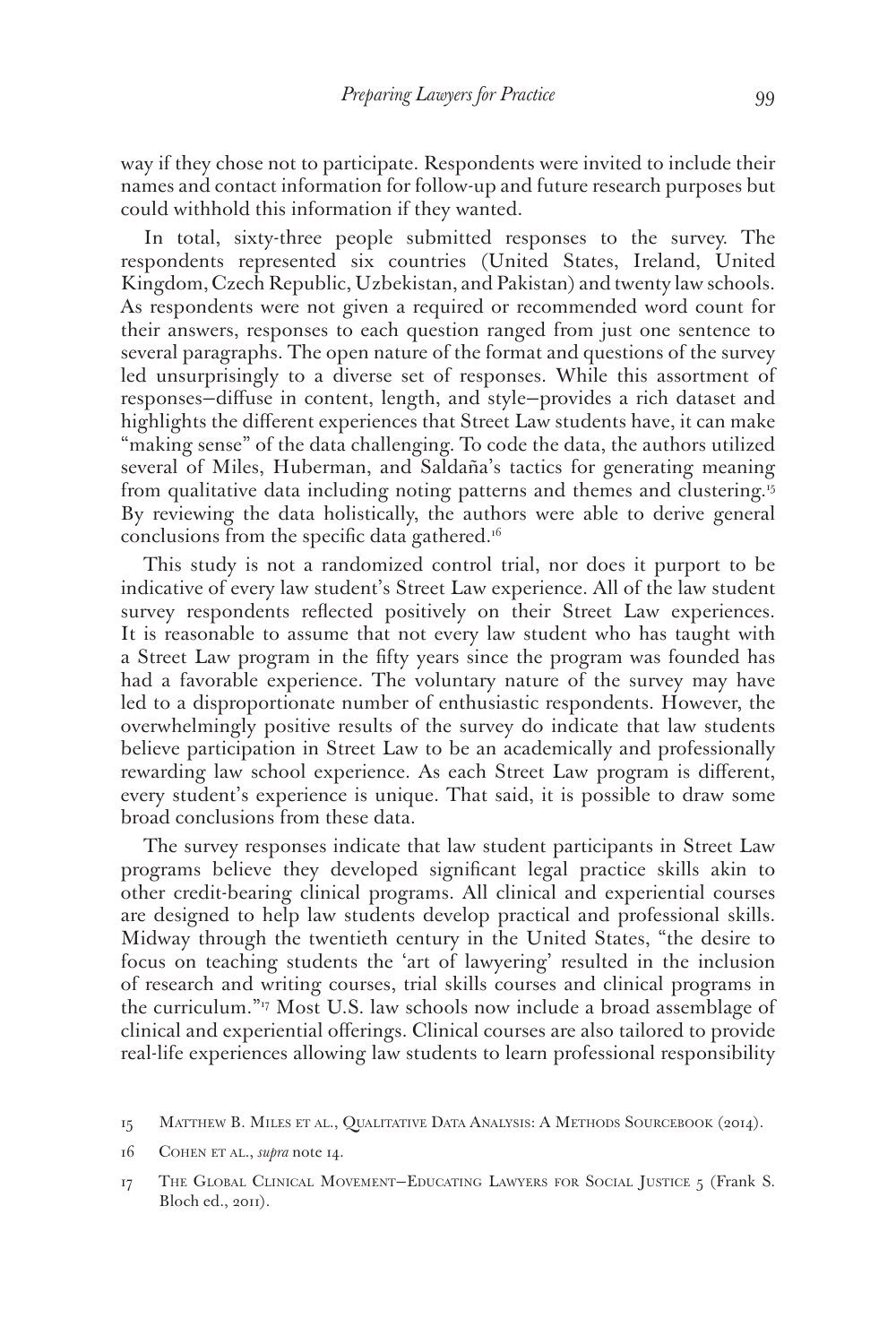way if they chose not to participate. Respondents were invited to include their names and contact information for follow-up and future research purposes but could withhold this information if they wanted.

In total, sixty-three people submitted responses to the survey. The respondents represented six countries (United States, Ireland, United Kingdom, Czech Republic, Uzbekistan, and Pakistan) and twenty law schools. As respondents were not given a required or recommended word count for their answers, responses to each question ranged from just one sentence to several paragraphs. The open nature of the format and questions of the survey led unsurprisingly to a diverse set of responses. While this assortment of responses—diffuse in content, length, and style—provides a rich dataset and highlights the different experiences that Street Law students have, it can make "making sense" of the data challenging. To code the data, the authors utilized several of Miles, Huberman, and Saldaña's tactics for generating meaning from qualitative data including noting patterns and themes and clustering.[15] By reviewing the data holistically, the authors were able to derive general conclusions from the specific data gathered.[16]

This study is not a randomized control trial, nor does it purport to be indicative of every law student's Street Law experience. All of the law student survey respondents reflected positively on their Street Law experiences. It is reasonable to assume that not every law student who has taught with a Street Law program in the fifty years since the program was founded has had a favorable experience. The voluntary nature of the survey may have led to a disproportionate number of enthusiastic respondents. However, the overwhelmingly positive results of the survey do indicate that law students believe participation in Street Law to be an academically and professionally rewarding law school experience. As each Street Law program is different, every student's experience is unique. That said, it is possible to draw some broad conclusions from these data.

The survey responses indicate that law student participants in Street Law programs believe they developed significant legal practice skills akin to other credit-bearing clinical programs. All clinical and experiential courses are designed to help law students develop practical and professional skills. Midway through the twentieth century in the United States, "the desire to focus on teaching students the 'art of lawyering' resulted in the inclusion of research and writing courses, trial skills courses and clinical programs in the curriculum."[17] Most U.S. law schools now include a broad assemblage of clinical and experiential offerings. Clinical courses are also tailored to provide real-life experiences allowing law students to learn professional responsibility

15 Matthew B. Miles et al., Qualitative Data Analysis: A Methods Sourcebook (2014).

16 Cohen et al., *supra* note 14.

17 The Global Clinical Movement—Educating Lawyers for Social Justice 5 (Frank S. Bloch ed., 2011).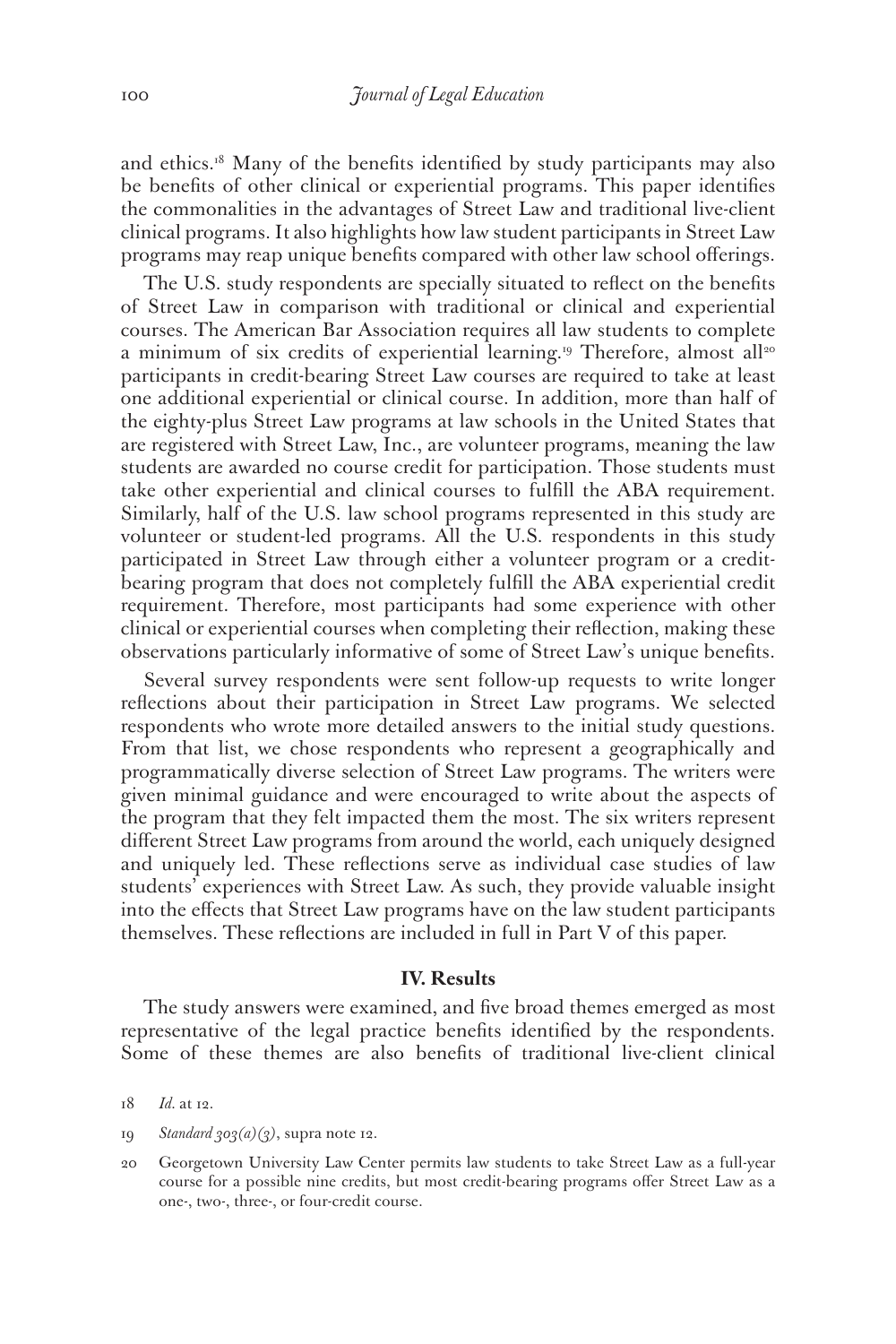and ethics.[18] Many of the benefits identified by study participants may also be benefits of other clinical or experiential programs. This paper identifies the commonalities in the advantages of Street Law and traditional live-client clinical programs. It also highlights how law student participants in Street Law programs may reap unique benefits compared with other law school offerings.

The U.S. study respondents are specially situated to reflect on the benefits of Street Law in comparison with traditional or clinical and experiential courses. The American Bar Association requires all law students to complete a minimum of six credits of experiential learning.[19] Therefore, almost all[20] participants in credit-bearing Street Law courses are required to take at least one additional experiential or clinical course. In addition, more than half of the eighty-plus Street Law programs at law schools in the United States that are registered with Street Law, Inc., are volunteer programs, meaning the law students are awarded no course credit for participation. Those students must take other experiential and clinical courses to fulfill the ABA requirement. Similarly, half of the U.S. law school programs represented in this study are volunteer or student-led programs. All the U.S. respondents in this study participated in Street Law through either a volunteer program or a credit-bearing program that does not completely fulfill the ABA experiential credit requirement. Therefore, most participants had some experience with other clinical or experiential courses when completing their reflection, making these observations particularly informative of some of Street Law's unique benefits.

Several survey respondents were sent follow-up requests to write longer reflections about their participation in Street Law programs. We selected respondents who wrote more detailed answers to the initial study questions. From that list, we chose respondents who represent a geographically and programmatically diverse selection of Street Law programs. The writers were given minimal guidance and were encouraged to write about the aspects of the program that they felt impacted them the most. The six writers represent different Street Law programs from around the world, each uniquely designed and uniquely led. These reflections serve as individual case studies of law students' experiences with Street Law. As such, they provide valuable insight into the effects that Street Law programs have on the law student participants themselves. These reflections are included in full in Part V of this paper.

## IV. Results

The study answers were examined, and five broad themes emerged as most representative of the legal practice benefits identified by the respondents. Some of these themes are also benefits of traditional live-client clinical

18 *Id.* at 12.

19 *Standard 303(a)(3)*, supra note 12.

20 Georgetown University Law Center permits law students to take Street Law as a full-year course for a possible nine credits, but most credit-bearing programs offer Street Law as a one-, two-, three-, or four-credit course.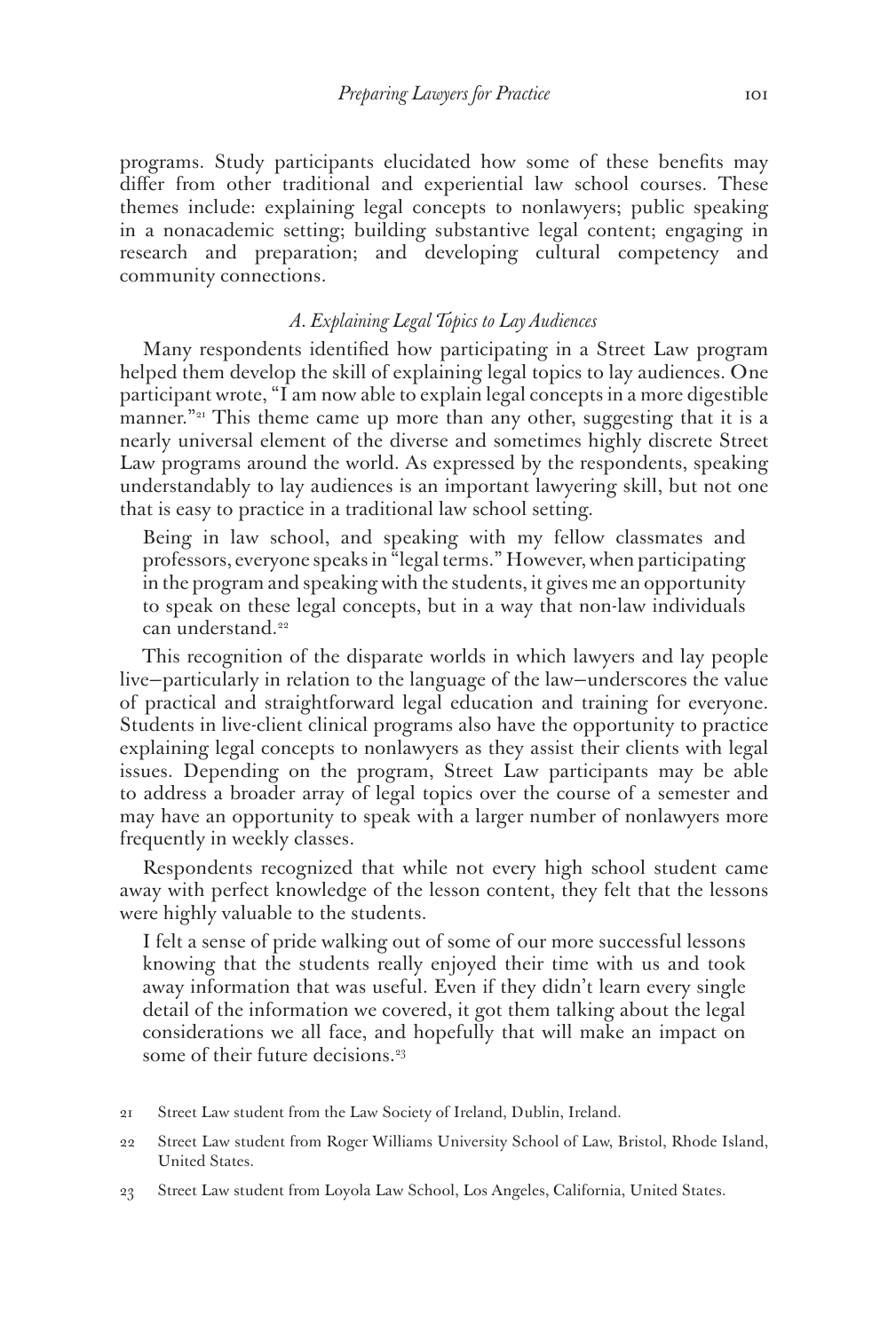programs. Study participants elucidated how some of these benefits may differ from other traditional and experiential law school courses. These themes include: explaining legal concepts to nonlawyers; public speaking in a nonacademic setting; building substantive legal content; engaging in research and preparation; and developing cultural competency and community connections.

### *A. Explaining Legal Topics to Lay Audiences*

Many respondents identified how participating in a Street Law program helped them develop the skill of explaining legal topics to lay audiences. One participant wrote, "I am now able to explain legal concepts in a more digestible manner."[21] This theme came up more than any other, suggesting that it is a nearly universal element of the diverse and sometimes highly discrete Street Law programs around the world. As expressed by the respondents, speaking understandably to lay audiences is an important lawyering skill, but not one that is easy to practice in a traditional law school setting.

> Being in law school, and speaking with my fellow classmates and professors, everyone speaks in "legal terms." However, when participating in the program and speaking with the students, it gives me an opportunity to speak on these legal concepts, but in a way that non-law individuals can understand.[22]

This recognition of the disparate worlds in which lawyers and lay people live—particularly in relation to the language of the law—underscores the value of practical and straightforward legal education and training for everyone. Students in live-client clinical programs also have the opportunity to practice explaining legal concepts to nonlawyers as they assist their clients with legal issues. Depending on the program, Street Law participants may be able to address a broader array of legal topics over the course of a semester and may have an opportunity to speak with a larger number of nonlawyers more frequently in weekly classes.

Respondents recognized that while not every high school student came away with perfect knowledge of the lesson content, they felt that the lessons were highly valuable to the students.

> I felt a sense of pride walking out of some of our more successful lessons knowing that the students really enjoyed their time with us and took away information that was useful. Even if they didn't learn every single detail of the information we covered, it got them talking about the legal considerations we all face, and hopefully that will make an impact on some of their future decisions.[23]

---

21 Street Law student from the Law Society of Ireland, Dublin, Ireland.

22 Street Law student from Roger Williams University School of Law, Bristol, Rhode Island, United States.

23 Street Law student from Loyola Law School, Los Angeles, California, United States.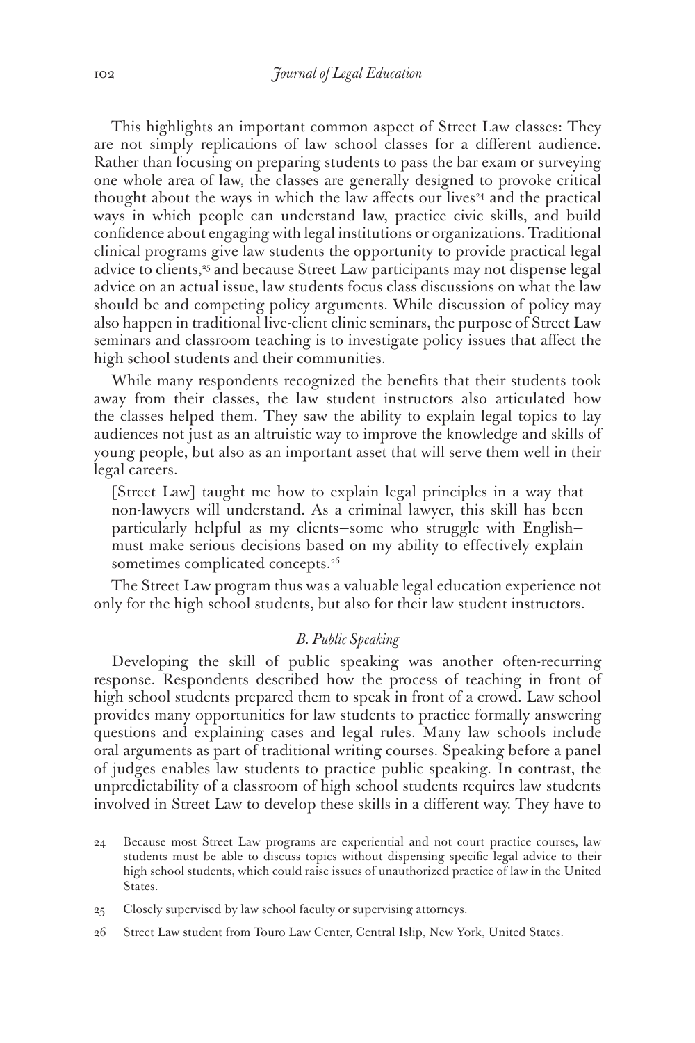This highlights an important common aspect of Street Law classes: They are not simply replications of law school classes for a different audience. Rather than focusing on preparing students to pass the bar exam or surveying one whole area of law, the classes are generally designed to provoke critical thought about the ways in which the law affects our lives[24] and the practical ways in which people can understand law, practice civic skills, and build confidence about engaging with legal institutions or organizations. Traditional clinical programs give law students the opportunity to provide practical legal advice to clients,[25] and because Street Law participants may not dispense legal advice on an actual issue, law students focus class discussions on what the law should be and competing policy arguments. While discussion of policy may also happen in traditional live-client clinic seminars, the purpose of Street Law seminars and classroom teaching is to investigate policy issues that affect the high school students and their communities.

While many respondents recognized the benefits that their students took away from their classes, the law student instructors also articulated how the classes helped them. They saw the ability to explain legal topics to lay audiences not just as an altruistic way to improve the knowledge and skills of young people, but also as an important asset that will serve them well in their legal careers.

> [Street Law] taught me how to explain legal principles in a way that non-lawyers will understand. As a criminal lawyer, this skill has been particularly helpful as my clients—some who struggle with English—must make serious decisions based on my ability to effectively explain sometimes complicated concepts.[26]

The Street Law program thus was a valuable legal education experience not only for the high school students, but also for their law student instructors.

### *B. Public Speaking*

Developing the skill of public speaking was another often-recurring response. Respondents described how the process of teaching in front of high school students prepared them to speak in front of a crowd. Law school provides many opportunities for law students to practice formally answering questions and explaining cases and legal rules. Many law schools include oral arguments as part of traditional writing courses. Speaking before a panel of judges enables law students to practice public speaking. In contrast, the unpredictability of a classroom of high school students requires law students involved in Street Law to develop these skills in a different way. They have to

---

24 Because most Street Law programs are experiential and not court practice courses, law students must be able to discuss topics without dispensing specific legal advice to their high school students, which could raise issues of unauthorized practice of law in the United States.

25 Closely supervised by law school faculty or supervising attorneys.

26 Street Law student from Touro Law Center, Central Islip, New York, United States.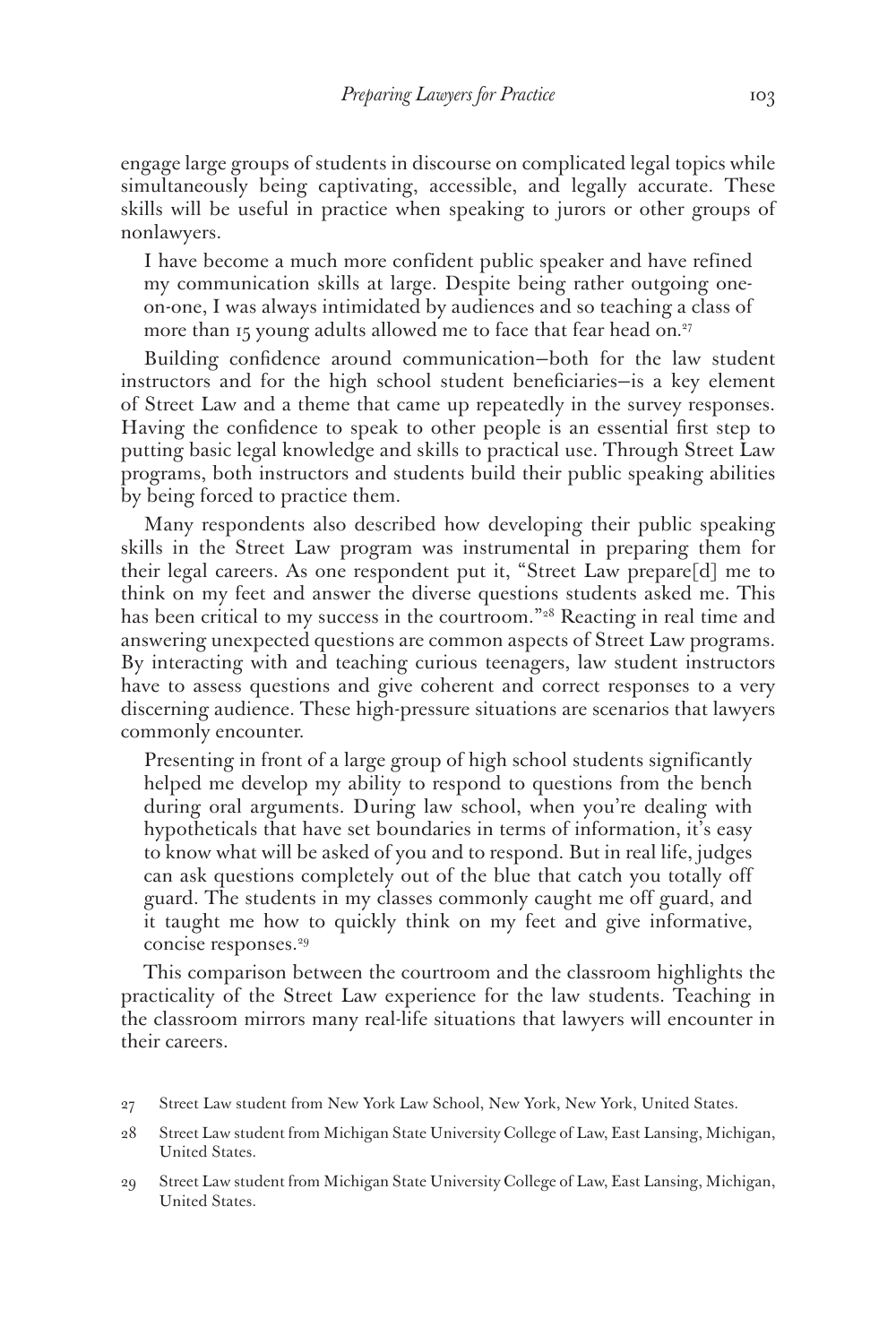engage large groups of students in discourse on complicated legal topics while simultaneously being captivating, accessible, and legally accurate. These skills will be useful in practice when speaking to jurors or other groups of nonlawyers.

> I have become a much more confident public speaker and have refined my communication skills at large. Despite being rather outgoing one-on-one, I was always intimidated by audiences and so teaching a class of more than 15 young adults allowed me to face that fear head on.[27]

Building confidence around communication—both for the law student instructors and for the high school student beneficiaries—is a key element of Street Law and a theme that came up repeatedly in the survey responses. Having the confidence to speak to other people is an essential first step to putting basic legal knowledge and skills to practical use. Through Street Law programs, both instructors and students build their public speaking abilities by being forced to practice them.

Many respondents also described how developing their public speaking skills in the Street Law program was instrumental in preparing them for their legal careers. As one respondent put it, "Street Law prepare[d] me to think on my feet and answer the diverse questions students asked me. This has been critical to my success in the courtroom."[28] Reacting in real time and answering unexpected questions are common aspects of Street Law programs. By interacting with and teaching curious teenagers, law student instructors have to assess questions and give coherent and correct responses to a very discerning audience. These high-pressure situations are scenarios that lawyers commonly encounter.

> Presenting in front of a large group of high school students significantly helped me develop my ability to respond to questions from the bench during oral arguments. During law school, when you're dealing with hypotheticals that have set boundaries in terms of information, it's easy to know what will be asked of you and to respond. But in real life, judges can ask questions completely out of the blue that catch you totally off guard. The students in my classes commonly caught me off guard, and it taught me how to quickly think on my feet and give informative, concise responses.[29]

This comparison between the courtroom and the classroom highlights the practicality of the Street Law experience for the law students. Teaching in the classroom mirrors many real-life situations that lawyers will encounter in their careers.

27 Street Law student from New York Law School, New York, New York, United States.

28 Street Law student from Michigan State University College of Law, East Lansing, Michigan, United States.

29 Street Law student from Michigan State University College of Law, East Lansing, Michigan, United States.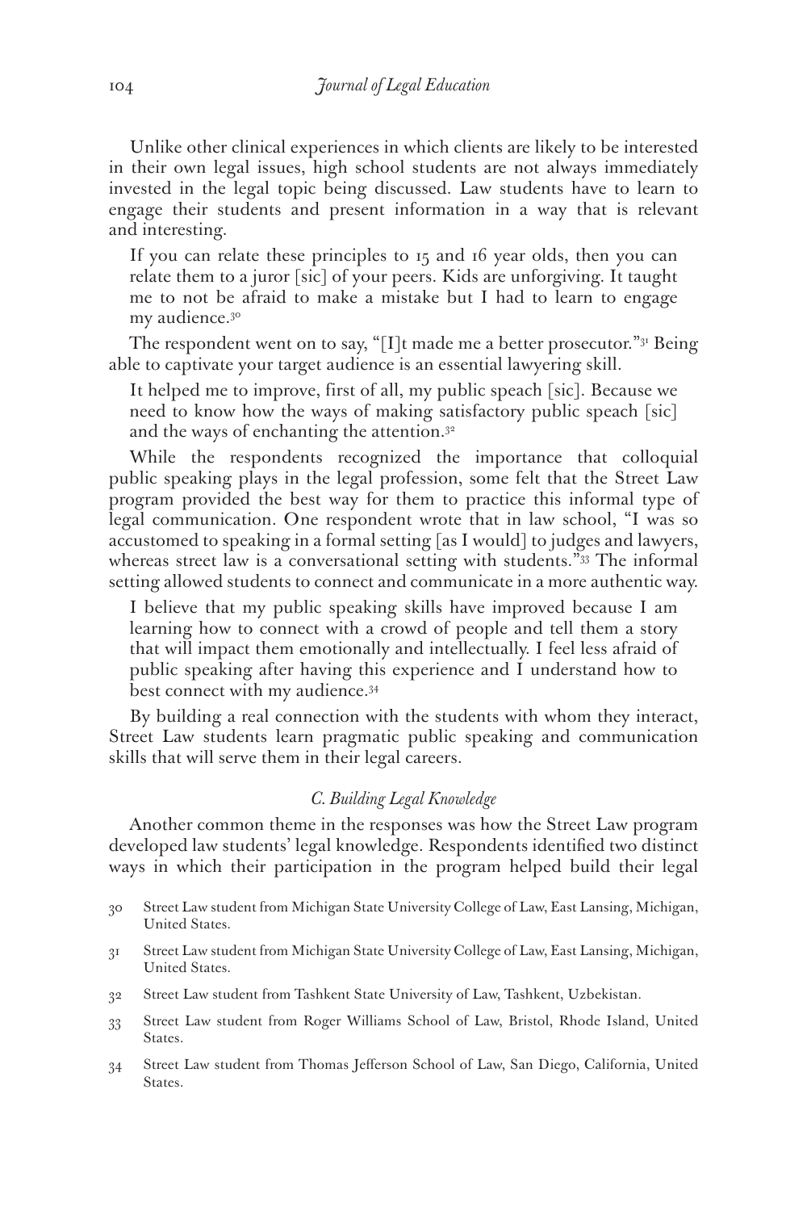Unlike other clinical experiences in which clients are likely to be interested in their own legal issues, high school students are not always immediately invested in the legal topic being discussed. Law students have to learn to engage their students and present information in a way that is relevant and interesting.

> If you can relate these principles to 15 and 16 year olds, then you can relate them to a juror [sic] of your peers. Kids are unforgiving. It taught me to not be afraid to make a mistake but I had to learn to engage my audience.[30]

The respondent went on to say, "[I]t made me a better prosecutor."[31] Being able to captivate your target audience is an essential lawyering skill.

> It helped me to improve, first of all, my public speach [sic]. Because we need to know how the ways of making satisfactory public speach [sic] and the ways of enchanting the attention.[32]

While the respondents recognized the importance that colloquial public speaking plays in the legal profession, some felt that the Street Law program provided the best way for them to practice this informal type of legal communication. One respondent wrote that in law school, "I was so accustomed to speaking in a formal setting [as I would] to judges and lawyers, whereas street law is a conversational setting with students."[33] The informal setting allowed students to connect and communicate in a more authentic way.

> I believe that my public speaking skills have improved because I am learning how to connect with a crowd of people and tell them a story that will impact them emotionally and intellectually. I feel less afraid of public speaking after having this experience and I understand how to best connect with my audience.[34]

By building a real connection with the students with whom they interact, Street Law students learn pragmatic public speaking and communication skills that will serve them in their legal careers.

### *C. Building Legal Knowledge*

Another common theme in the responses was how the Street Law program developed law students' legal knowledge. Respondents identified two distinct ways in which their participation in the program helped build their legal

---

30 Street Law student from Michigan State University College of Law, East Lansing, Michigan, United States.

31 Street Law student from Michigan State University College of Law, East Lansing, Michigan, United States.

32 Street Law student from Tashkent State University of Law, Tashkent, Uzbekistan.

33 Street Law student from Roger Williams School of Law, Bristol, Rhode Island, United States.

34 Street Law student from Thomas Jefferson School of Law, San Diego, California, United States.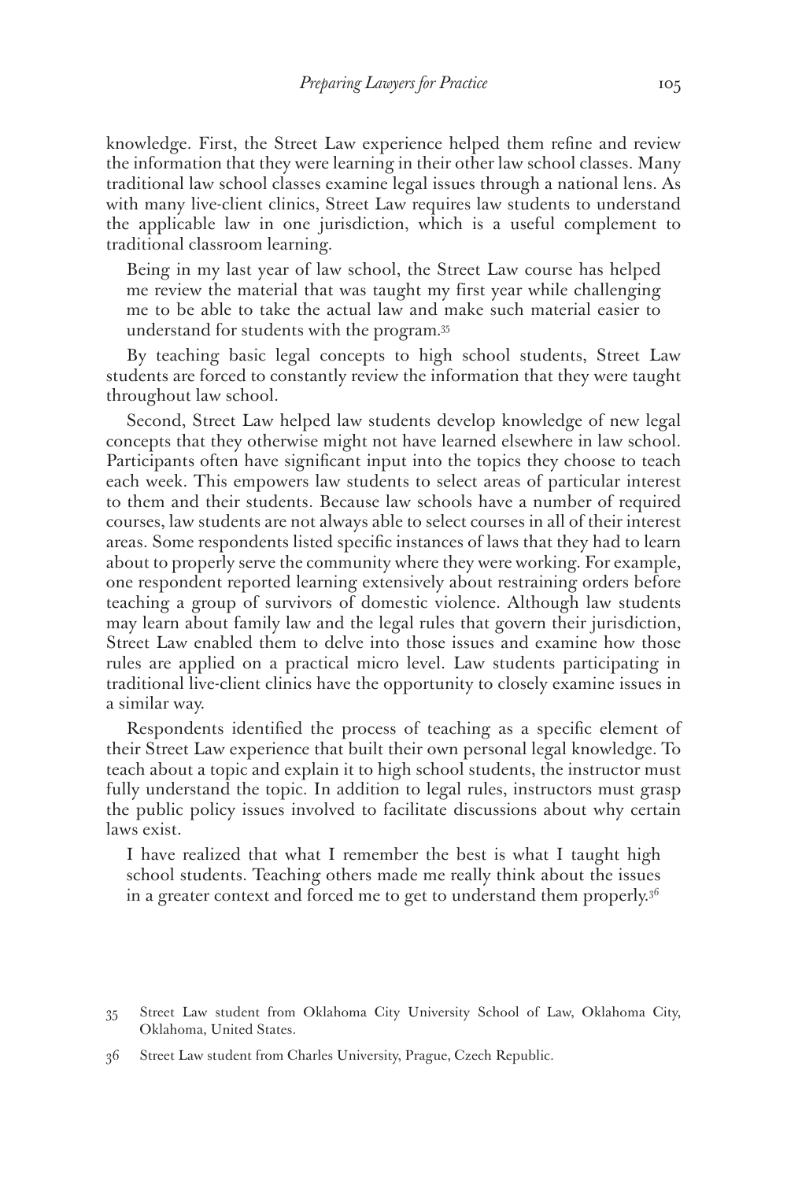knowledge. First, the Street Law experience helped them refine and review the information that they were learning in their other law school classes. Many traditional law school classes examine legal issues through a national lens. As with many live-client clinics, Street Law requires law students to understand the applicable law in one jurisdiction, which is a useful complement to traditional classroom learning.

> Being in my last year of law school, the Street Law course has helped me review the material that was taught my first year while challenging me to be able to take the actual law and make such material easier to understand for students with the program.[35]

By teaching basic legal concepts to high school students, Street Law students are forced to constantly review the information that they were taught throughout law school.

Second, Street Law helped law students develop knowledge of new legal concepts that they otherwise might not have learned elsewhere in law school. Participants often have significant input into the topics they choose to teach each week. This empowers law students to select areas of particular interest to them and their students. Because law schools have a number of required courses, law students are not always able to select courses in all of their interest areas. Some respondents listed specific instances of laws that they had to learn about to properly serve the community where they were working. For example, one respondent reported learning extensively about restraining orders before teaching a group of survivors of domestic violence. Although law students may learn about family law and the legal rules that govern their jurisdiction, Street Law enabled them to delve into those issues and examine how those rules are applied on a practical micro level. Law students participating in traditional live-client clinics have the opportunity to closely examine issues in a similar way.

Respondents identified the process of teaching as a specific element of their Street Law experience that built their own personal legal knowledge. To teach about a topic and explain it to high school students, the instructor must fully understand the topic. In addition to legal rules, instructors must grasp the public policy issues involved to facilitate discussions about why certain laws exist.

> I have realized that what I remember the best is what I taught high school students. Teaching others made me really think about the issues in a greater context and forced me to get to understand them properly.[36]

---

35 Street Law student from Oklahoma City University School of Law, Oklahoma City, Oklahoma, United States.

36 Street Law student from Charles University, Prague, Czech Republic.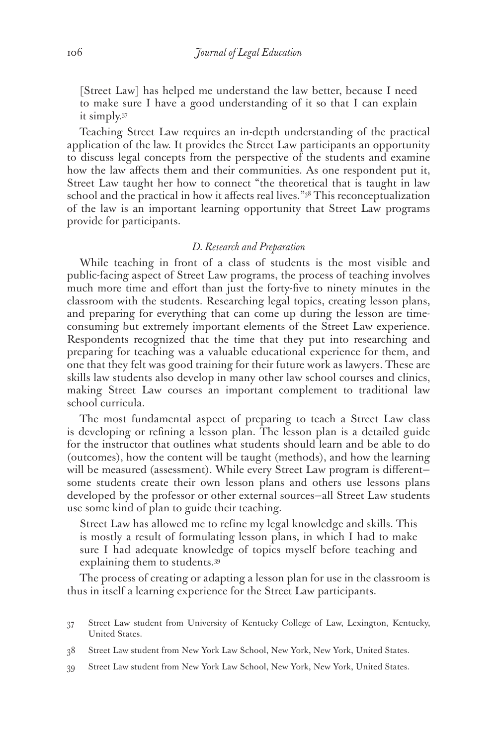> [Street Law] has helped me understand the law better, because I need to make sure I have a good understanding of it so that I can explain it simply.[37]

Teaching Street Law requires an in-depth understanding of the practical application of the law. It provides the Street Law participants an opportunity to discuss legal concepts from the perspective of the students and examine how the law affects them and their communities. As one respondent put it, Street Law taught her how to connect "the theoretical that is taught in law school and the practical in how it affects real lives."[38] This reconceptualization of the law is an important learning opportunity that Street Law programs provide for participants.

### *D. Research and Preparation*

While teaching in front of a class of students is the most visible and public-facing aspect of Street Law programs, the process of teaching involves much more time and effort than just the forty-five to ninety minutes in the classroom with the students. Researching legal topics, creating lesson plans, and preparing for everything that can come up during the lesson are time-consuming but extremely important elements of the Street Law experience. Respondents recognized that the time that they put into researching and preparing for teaching was a valuable educational experience for them, and one that they felt was good training for their future work as lawyers. These are skills law students also develop in many other law school courses and clinics, making Street Law courses an important complement to traditional law school curricula.

The most fundamental aspect of preparing to teach a Street Law class is developing or refining a lesson plan. The lesson plan is a detailed guide for the instructor that outlines what students should learn and be able to do (outcomes), how the content will be taught (methods), and how the learning will be measured (assessment). While every Street Law program is different—some students create their own lesson plans and others use lessons plans developed by the professor or other external sources—all Street Law students use some kind of plan to guide their teaching.

> Street Law has allowed me to refine my legal knowledge and skills. This is mostly a result of formulating lesson plans, in which I had to make sure I had adequate knowledge of topics myself before teaching and explaining them to students.[39]

The process of creating or adapting a lesson plan for use in the classroom is thus in itself a learning experience for the Street Law participants.

37 Street Law student from University of Kentucky College of Law, Lexington, Kentucky, United States.

38 Street Law student from New York Law School, New York, New York, United States.

39 Street Law student from New York Law School, New York, New York, United States.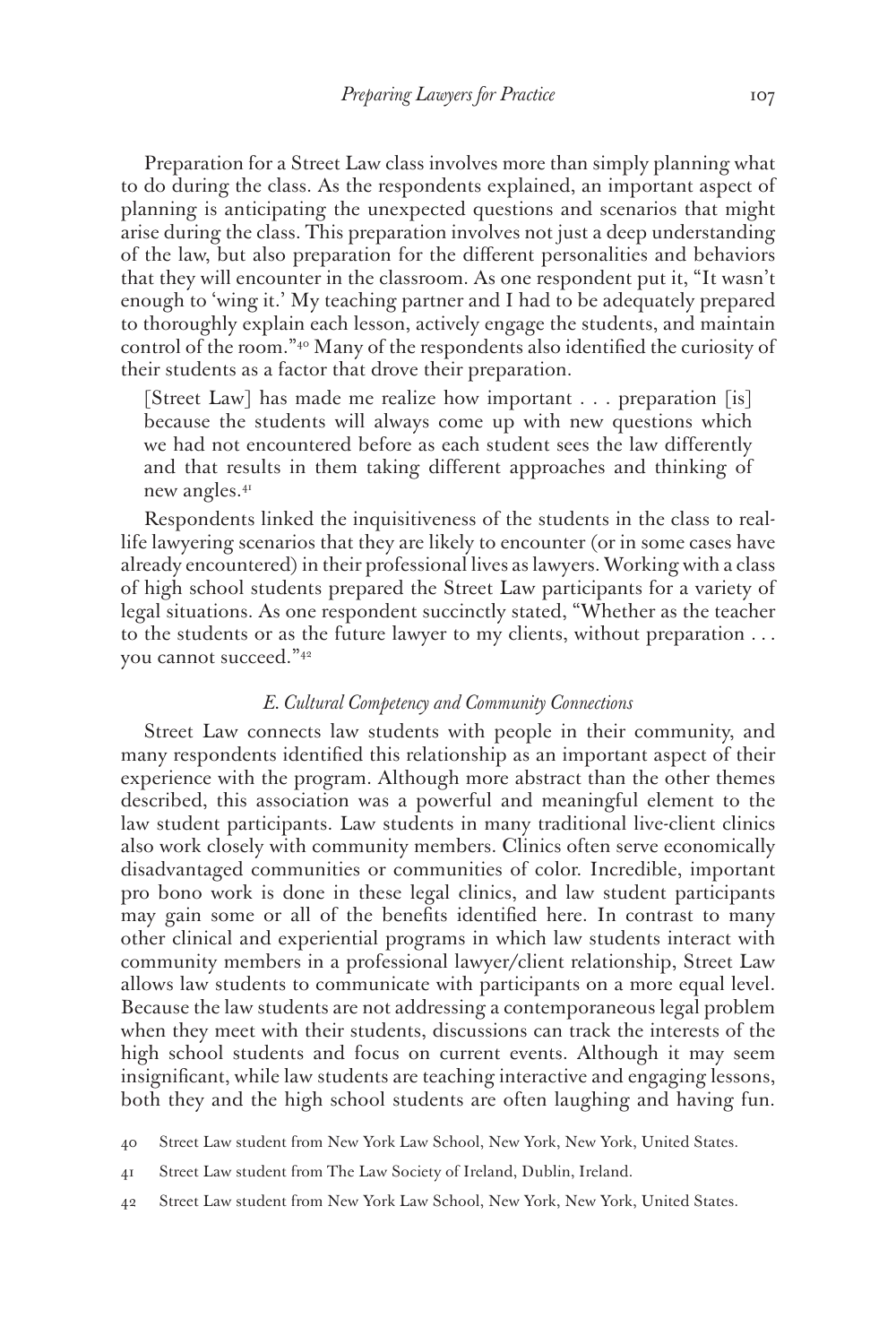Preparation for a Street Law class involves more than simply planning what to do during the class. As the respondents explained, an important aspect of planning is anticipating the unexpected questions and scenarios that might arise during the class. This preparation involves not just a deep understanding of the law, but also preparation for the different personalities and behaviors that they will encounter in the classroom. As one respondent put it, "It wasn't enough to 'wing it.' My teaching partner and I had to be adequately prepared to thoroughly explain each lesson, actively engage the students, and maintain control of the room."[40] Many of the respondents also identified the curiosity of their students as a factor that drove their preparation.

> [Street Law] has made me realize how important . . . preparation [is] because the students will always come up with new questions which we had not encountered before as each student sees the law differently and that results in them taking different approaches and thinking of new angles.[41]

Respondents linked the inquisitiveness of the students in the class to real-life lawyering scenarios that they are likely to encounter (or in some cases have already encountered) in their professional lives as lawyers. Working with a class of high school students prepared the Street Law participants for a variety of legal situations. As one respondent succinctly stated, "Whether as the teacher to the students or as the future lawyer to my clients, without preparation . . . you cannot succeed."[42]

### *E. Cultural Competency and Community Connections*

Street Law connects law students with people in their community, and many respondents identified this relationship as an important aspect of their experience with the program. Although more abstract than the other themes described, this association was a powerful and meaningful element to the law student participants. Law students in many traditional live-client clinics also work closely with community members. Clinics often serve economically disadvantaged communities or communities of color. Incredible, important pro bono work is done in these legal clinics, and law student participants may gain some or all of the benefits identified here. In contrast to many other clinical and experiential programs in which law students interact with community members in a professional lawyer/client relationship, Street Law allows law students to communicate with participants on a more equal level. Because the law students are not addressing a contemporaneous legal problem when they meet with their students, discussions can track the interests of the high school students and focus on current events. Although it may seem insignificant, while law students are teaching interactive and engaging lessons, both they and the high school students are often laughing and having fun.

40 Street Law student from New York Law School, New York, New York, United States.

41 Street Law student from The Law Society of Ireland, Dublin, Ireland.

42 Street Law student from New York Law School, New York, New York, United States.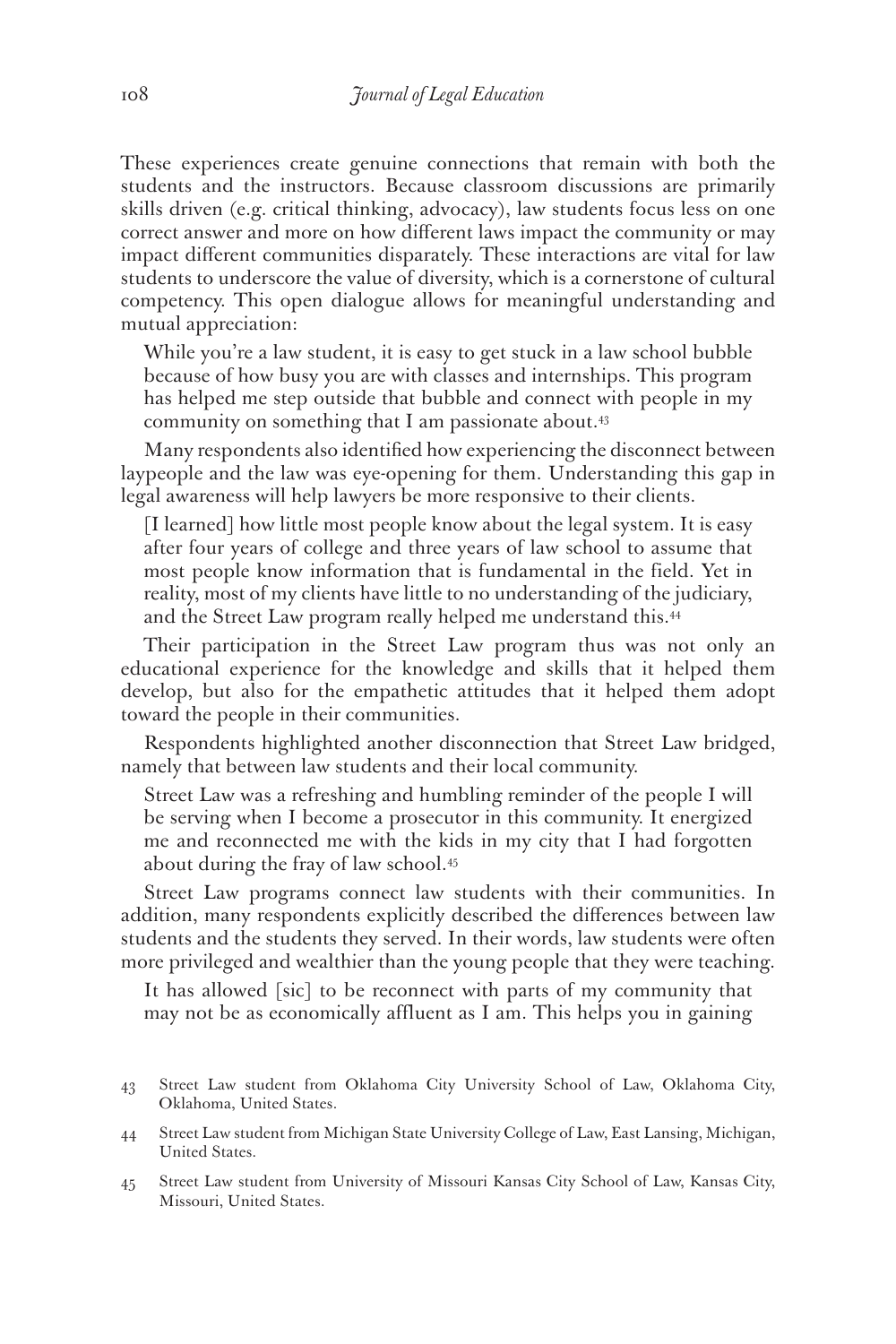These experiences create genuine connections that remain with both the students and the instructors. Because classroom discussions are primarily skills driven (e.g. critical thinking, advocacy), law students focus less on one correct answer and more on how different laws impact the community or may impact different communities disparately. These interactions are vital for law students to underscore the value of diversity, which is a cornerstone of cultural competency. This open dialogue allows for meaningful understanding and mutual appreciation:

> While you're a law student, it is easy to get stuck in a law school bubble because of how busy you are with classes and internships. This program has helped me step outside that bubble and connect with people in my community on something that I am passionate about.[43]

Many respondents also identified how experiencing the disconnect between laypeople and the law was eye-opening for them. Understanding this gap in legal awareness will help lawyers be more responsive to their clients.

> [I learned] how little most people know about the legal system. It is easy after four years of college and three years of law school to assume that most people know information that is fundamental in the field. Yet in reality, most of my clients have little to no understanding of the judiciary, and the Street Law program really helped me understand this.[44]

Their participation in the Street Law program thus was not only an educational experience for the knowledge and skills that it helped them develop, but also for the empathetic attitudes that it helped them adopt toward the people in their communities.

Respondents highlighted another disconnection that Street Law bridged, namely that between law students and their local community.

> Street Law was a refreshing and humbling reminder of the people I will be serving when I become a prosecutor in this community. It energized me and reconnected me with the kids in my city that I had forgotten about during the fray of law school.[45]

Street Law programs connect law students with their communities. In addition, many respondents explicitly described the differences between law students and the students they served. In their words, law students were often more privileged and wealthier than the young people that they were teaching.

> It has allowed [sic] to be reconnect with parts of my community that may not be as economically affluent as I am. This helps you in gaining

43 Street Law student from Oklahoma City University School of Law, Oklahoma City, Oklahoma, United States.

44 Street Law student from Michigan State University College of Law, East Lansing, Michigan, United States.

45 Street Law student from University of Missouri Kansas City School of Law, Kansas City, Missouri, United States.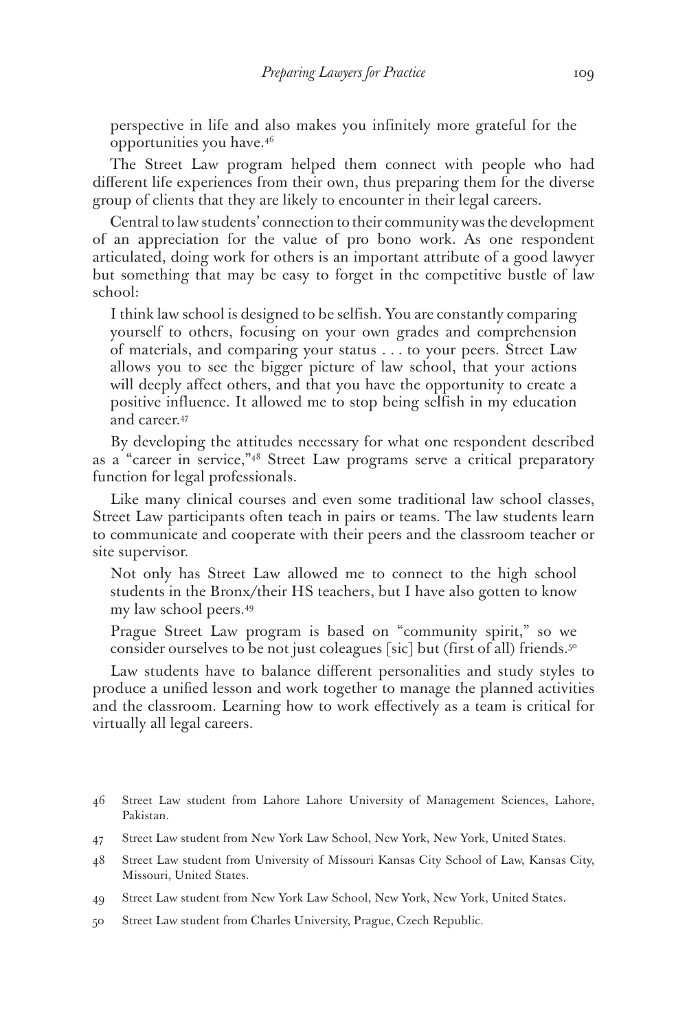> perspective in life and also makes you infinitely more grateful for the opportunities you have.[46]

The Street Law program helped them connect with people who had different life experiences from their own, thus preparing them for the diverse group of clients that they are likely to encounter in their legal careers.

Central to law students' connection to their community was the development of an appreciation for the value of pro bono work. As one respondent articulated, doing work for others is an important attribute of a good lawyer but something that may be easy to forget in the competitive bustle of law school:

> I think law school is designed to be selfish. You are constantly comparing yourself to others, focusing on your own grades and comprehension of materials, and comparing your status . . . to your peers. Street Law allows you to see the bigger picture of law school, that your actions will deeply affect others, and that you have the opportunity to create a positive influence. It allowed me to stop being selfish in my education and career.[47]

By developing the attitudes necessary for what one respondent described as a "career in service,"[48] Street Law programs serve a critical preparatory function for legal professionals.

Like many clinical courses and even some traditional law school classes, Street Law participants often teach in pairs or teams. The law students learn to communicate and cooperate with their peers and the classroom teacher or site supervisor.

> Not only has Street Law allowed me to connect to the high school students in the Bronx/their HS teachers, but I have also gotten to know my law school peers.[49]

> Prague Street Law program is based on "community spirit," so we consider ourselves to be not just coleagues [sic] but (first of all) friends.[50]

Law students have to balance different personalities and study styles to produce a unified lesson and work together to manage the planned activities and the classroom. Learning how to work effectively as a team is critical for virtually all legal careers.

46 Street Law student from Lahore Lahore University of Management Sciences, Lahore, Pakistan.

47 Street Law student from New York Law School, New York, New York, United States.

48 Street Law student from University of Missouri Kansas City School of Law, Kansas City, Missouri, United States.

49 Street Law student from New York Law School, New York, New York, United States.

50 Street Law student from Charles University, Prague, Czech Republic.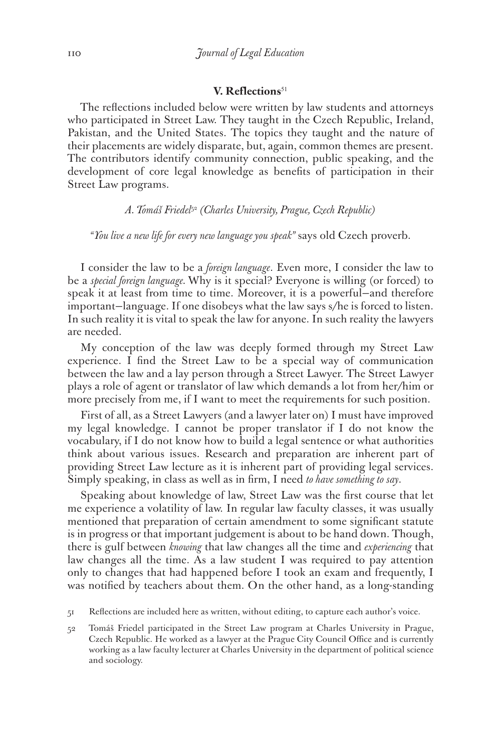## V. Reflections[51]

The reflections included below were written by law students and attorneys who participated in Street Law. They taught in the Czech Republic, Ireland, Pakistan, and the United States. The topics they taught and the nature of their placements are widely disparate, but, again, common themes are present. The contributors identify community connection, public speaking, and the development of core legal knowledge as benefits of participation in their Street Law programs.

### *A. Tomáš Friedel[52] (Charles University, Prague, Czech Republic)*

*"You live a new life for every new language you speak"* says old Czech proverb.

I consider the law to be a *foreign language*. Even more, I consider the law to be a *special foreign language*. Why is it special? Everyone is willing (or forced) to speak it at least from time to time. Moreover, it is a powerful—and therefore important—language. If one disobeys what the law says s/he is forced to listen. In such reality it is vital to speak the law for anyone. In such reality the lawyers are needed.

My conception of the law was deeply formed through my Street Law experience. I find the Street Law to be a special way of communication between the law and a lay person through a Street Lawyer. The Street Lawyer plays a role of agent or translator of law which demands a lot from her/him or more precisely from me, if I want to meet the requirements for such position.

First of all, as a Street Lawyers (and a lawyer later on) I must have improved my legal knowledge. I cannot be proper translator if I do not know the vocabulary, if I do not know how to build a legal sentence or what authorities think about various issues. Research and preparation are inherent part of providing Street Law lecture as it is inherent part of providing legal services. Simply speaking, in class as well as in firm, I need *to have something to say*.

Speaking about knowledge of law, Street Law was the first course that let me experience a volatility of law. In regular law faculty classes, it was usually mentioned that preparation of certain amendment to some significant statute is in progress or that important judgement is about to be hand down. Though, there is gulf between *knowing* that law changes all the time and *experiencing* that law changes all the time. As a law student I was required to pay attention only to changes that had happened before I took an exam and frequently, I was notified by teachers about them. On the other hand, as a long-standing

---

51 Reflections are included here as written, without editing, to capture each author's voice.

52 Tomáš Friedel participated in the Street Law program at Charles University in Prague, Czech Republic. He worked as a lawyer at the Prague City Council Office and is currently working as a law faculty lecturer at Charles University in the department of political science and sociology.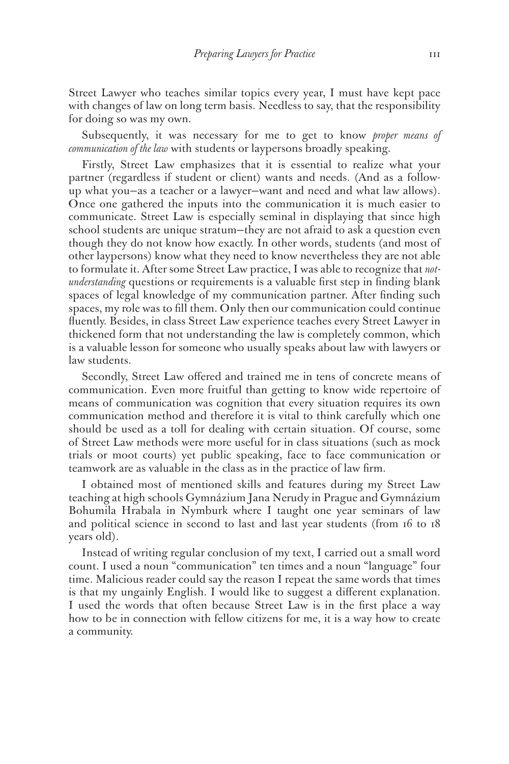Street Lawyer who teaches similar topics every year, I must have kept pace with changes of law on long term basis. Needless to say, that the responsibility for doing so was my own.

Subsequently, it was necessary for me to get to know *proper means of communication of the law* with students or laypersons broadly speaking.

Firstly, Street Law emphasizes that it is essential to realize what your partner (regardless if student or client) wants and needs. (And as a follow-up what you—as a teacher or a lawyer—want and need and what law allows). Once one gathered the inputs into the communication it is much easier to communicate. Street Law is especially seminal in displaying that since high school students are unique stratum—they are not afraid to ask a question even though they do not know how exactly. In other words, students (and most of other laypersons) know what they need to know nevertheless they are not able to formulate it. After some Street Law practice, I was able to recognize that *not-understanding* questions or requirements is a valuable first step in finding blank spaces of legal knowledge of my communication partner. After finding such spaces, my role was to fill them. Only then our communication could continue fluently. Besides, in class Street Law experience teaches every Street Lawyer in thickened form that not understanding the law is completely common, which is a valuable lesson for someone who usually speaks about law with lawyers or law students.

Secondly, Street Law offered and trained me in tens of concrete means of communication. Even more fruitful than getting to know wide repertoire of means of communication was cognition that every situation requires its own communication method and therefore it is vital to think carefully which one should be used as a toll for dealing with certain situation. Of course, some of Street Law methods were more useful for in class situations (such as mock trials or moot courts) yet public speaking, face to face communication or teamwork are as valuable in the class as in the practice of law firm.

I obtained most of mentioned skills and features during my Street Law teaching at high schools Gymnázium Jana Nerudy in Prague and Gymnázium Bohumila Hrabala in Nymburk where I taught one year seminars of law and political science in second to last and last year students (from 16 to 18 years old).

Instead of writing regular conclusion of my text, I carried out a small word count. I used a noun "communication" ten times and a noun "language" four time. Malicious reader could say the reason I repeat the same words that times is that my ungainly English. I would like to suggest a different explanation. I used the words that often because Street Law is in the first place a way how to be in connection with fellow citizens for me, it is a way how to create a community.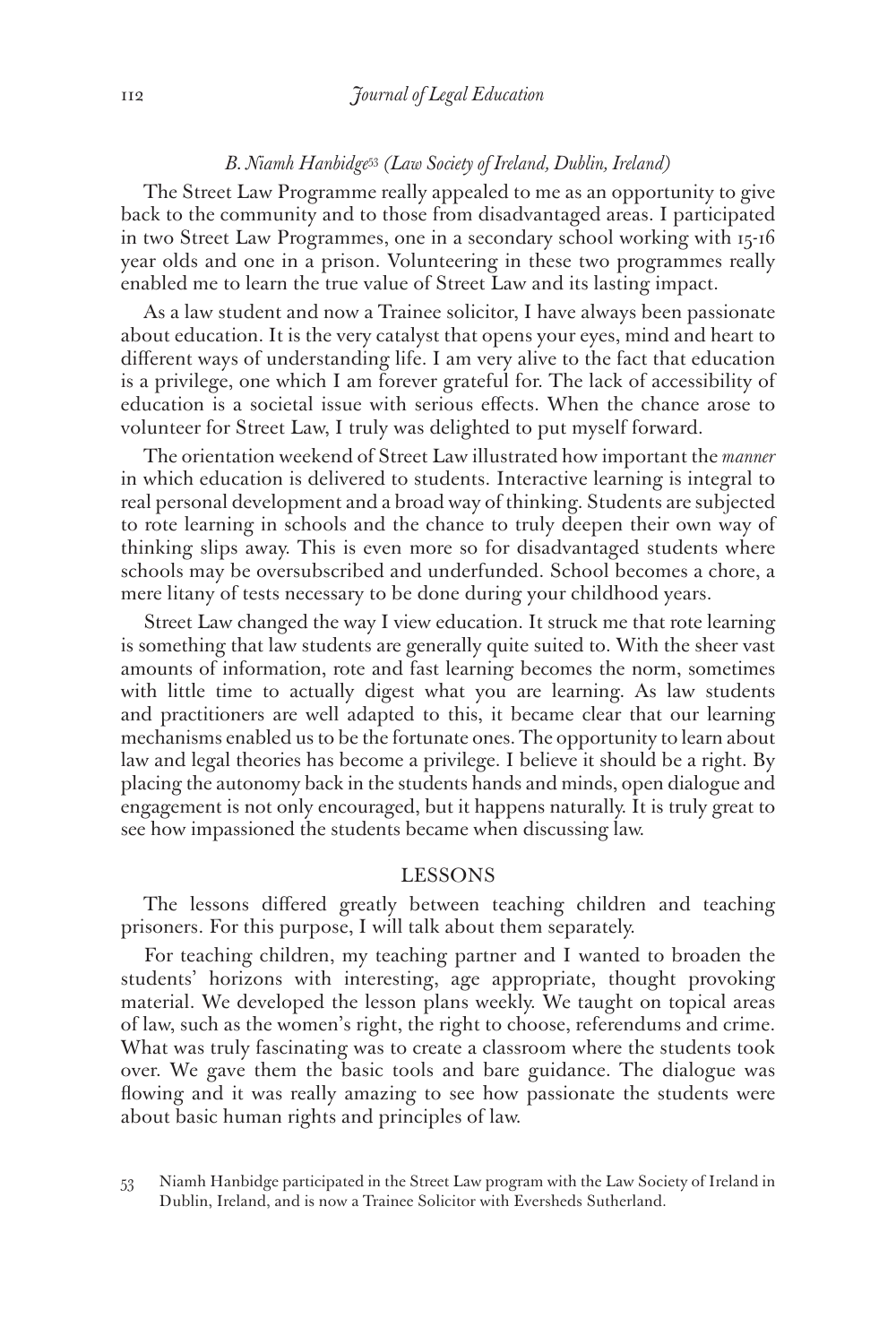### *B. Niamh Hanbidge*[53] *(Law Society of Ireland, Dublin, Ireland)*

The Street Law Programme really appealed to me as an opportunity to give back to the community and to those from disadvantaged areas. I participated in two Street Law Programmes, one in a secondary school working with 15-16 year olds and one in a prison. Volunteering in these two programmes really enabled me to learn the true value of Street Law and its lasting impact.

As a law student and now a Trainee solicitor, I have always been passionate about education. It is the very catalyst that opens your eyes, mind and heart to different ways of understanding life. I am very alive to the fact that education is a privilege, one which I am forever grateful for. The lack of accessibility of education is a societal issue with serious effects. When the chance arose to volunteer for Street Law, I truly was delighted to put myself forward.

The orientation weekend of Street Law illustrated how important the *manner* in which education is delivered to students. Interactive learning is integral to real personal development and a broad way of thinking. Students are subjected to rote learning in schools and the chance to truly deepen their own way of thinking slips away. This is even more so for disadvantaged students where schools may be oversubscribed and underfunded. School becomes a chore, a mere litany of tests necessary to be done during your childhood years.

Street Law changed the way I view education. It struck me that rote learning is something that law students are generally quite suited to. With the sheer vast amounts of information, rote and fast learning becomes the norm, sometimes with little time to actually digest what you are learning. As law students and practitioners are well adapted to this, it became clear that our learning mechanisms enabled us to be the fortunate ones. The opportunity to learn about law and legal theories has become a privilege. I believe it should be a right. By placing the autonomy back in the students hands and minds, open dialogue and engagement is not only encouraged, but it happens naturally. It is truly great to see how impassioned the students became when discussing law.

#### LESSONS

The lessons differed greatly between teaching children and teaching prisoners. For this purpose, I will talk about them separately.

For teaching children, my teaching partner and I wanted to broaden the students' horizons with interesting, age appropriate, thought provoking material. We developed the lesson plans weekly. We taught on topical areas of law, such as the women's right, the right to choose, referendums and crime. What was truly fascinating was to create a classroom where the students took over. We gave them the basic tools and bare guidance. The dialogue was flowing and it was really amazing to see how passionate the students were about basic human rights and principles of law.

---

[53] Niamh Hanbidge participated in the Street Law program with the Law Society of Ireland in Dublin, Ireland, and is now a Trainee Solicitor with Eversheds Sutherland.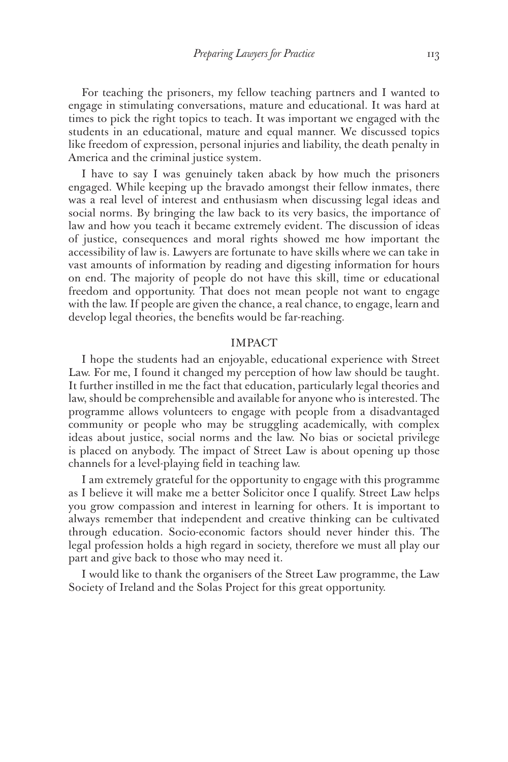For teaching the prisoners, my fellow teaching partners and I wanted to engage in stimulating conversations, mature and educational. It was hard at times to pick the right topics to teach. It was important we engaged with the students in an educational, mature and equal manner. We discussed topics like freedom of expression, personal injuries and liability, the death penalty in America and the criminal justice system.

I have to say I was genuinely taken aback by how much the prisoners engaged. While keeping up the bravado amongst their fellow inmates, there was a real level of interest and enthusiasm when discussing legal ideas and social norms. By bringing the law back to its very basics, the importance of law and how you teach it became extremely evident. The discussion of ideas of justice, consequences and moral rights showed me how important the accessibility of law is. Lawyers are fortunate to have skills where we can take in vast amounts of information by reading and digesting information for hours on end. The majority of people do not have this skill, time or educational freedom and opportunity. That does not mean people not want to engage with the law. If people are given the chance, a real chance, to engage, learn and develop legal theories, the benefits would be far-reaching.

## IMPACT

I hope the students had an enjoyable, educational experience with Street Law. For me, I found it changed my perception of how law should be taught. It further instilled in me the fact that education, particularly legal theories and law, should be comprehensible and available for anyone who is interested. The programme allows volunteers to engage with people from a disadvantaged community or people who may be struggling academically, with complex ideas about justice, social norms and the law. No bias or societal privilege is placed on anybody. The impact of Street Law is about opening up those channels for a level-playing field in teaching law.

I am extremely grateful for the opportunity to engage with this programme as I believe it will make me a better Solicitor once I qualify. Street Law helps you grow compassion and interest in learning for others. It is important to always remember that independent and creative thinking can be cultivated through education. Socio-economic factors should never hinder this. The legal profession holds a high regard in society, therefore we must all play our part and give back to those who may need it.

I would like to thank the organisers of the Street Law programme, the Law Society of Ireland and the Solas Project for this great opportunity.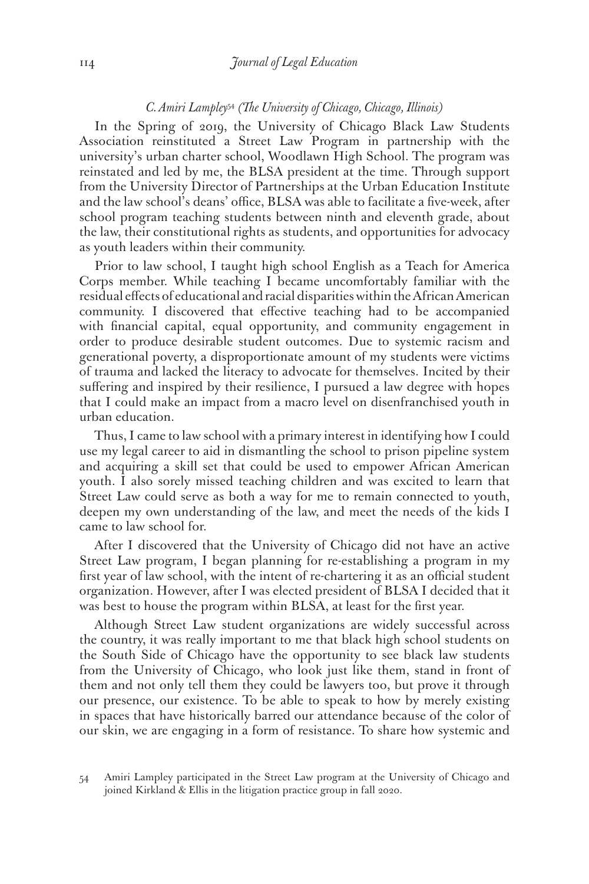### *C. Amiri Lampley*[54] *(The University of Chicago, Chicago, Illinois)*

In the Spring of 2019, the University of Chicago Black Law Students Association reinstituted a Street Law Program in partnership with the university's urban charter school, Woodlawn High School. The program was reinstated and led by me, the BLSA president at the time. Through support from the University Director of Partnerships at the Urban Education Institute and the law school's deans' office, BLSA was able to facilitate a five-week, after school program teaching students between ninth and eleventh grade, about the law, their constitutional rights as students, and opportunities for advocacy as youth leaders within their community.

Prior to law school, I taught high school English as a Teach for America Corps member. While teaching I became uncomfortably familiar with the residual effects of educational and racial disparities within the African American community. I discovered that effective teaching had to be accompanied with financial capital, equal opportunity, and community engagement in order to produce desirable student outcomes. Due to systemic racism and generational poverty, a disproportionate amount of my students were victims of trauma and lacked the literacy to advocate for themselves. Incited by their suffering and inspired by their resilience, I pursued a law degree with hopes that I could make an impact from a macro level on disenfranchised youth in urban education.

Thus, I came to law school with a primary interest in identifying how I could use my legal career to aid in dismantling the school to prison pipeline system and acquiring a skill set that could be used to empower African American youth. I also sorely missed teaching children and was excited to learn that Street Law could serve as both a way for me to remain connected to youth, deepen my own understanding of the law, and meet the needs of the kids I came to law school for.

After I discovered that the University of Chicago did not have an active Street Law program, I began planning for re-establishing a program in my first year of law school, with the intent of re-chartering it as an official student organization. However, after I was elected president of BLSA I decided that it was best to house the program within BLSA, at least for the first year.

Although Street Law student organizations are widely successful across the country, it was really important to me that black high school students on the South Side of Chicago have the opportunity to see black law students from the University of Chicago, who look just like them, stand in front of them and not only tell them they could be lawyers too, but prove it through our presence, our existence. To be able to speak to how by merely existing in spaces that have historically barred our attendance because of the color of our skin, we are engaging in a form of resistance. To share how systemic and

[54] Amiri Lampley participated in the Street Law program at the University of Chicago and joined Kirkland & Ellis in the litigation practice group in fall 2020.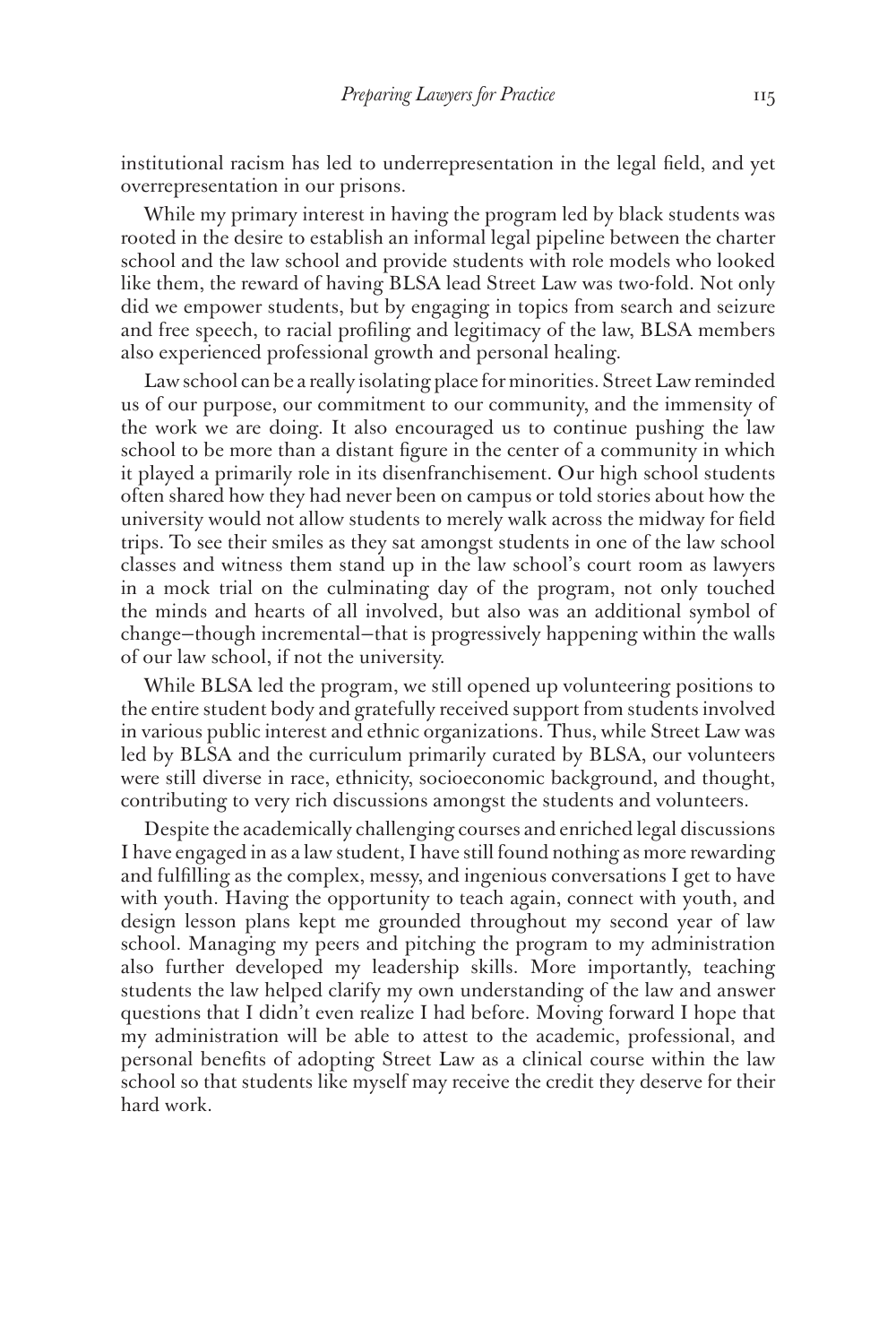institutional racism has led to underrepresentation in the legal field, and yet overrepresentation in our prisons.

While my primary interest in having the program led by black students was rooted in the desire to establish an informal legal pipeline between the charter school and the law school and provide students with role models who looked like them, the reward of having BLSA lead Street Law was two-fold. Not only did we empower students, but by engaging in topics from search and seizure and free speech, to racial profiling and legitimacy of the law, BLSA members also experienced professional growth and personal healing.

Law school can be a really isolating place for minorities. Street Law reminded us of our purpose, our commitment to our community, and the immensity of the work we are doing. It also encouraged us to continue pushing the law school to be more than a distant figure in the center of a community in which it played a primarily role in its disenfranchisement. Our high school students often shared how they had never been on campus or told stories about how the university would not allow students to merely walk across the midway for field trips. To see their smiles as they sat amongst students in one of the law school classes and witness them stand up in the law school's court room as lawyers in a mock trial on the culminating day of the program, not only touched the minds and hearts of all involved, but also was an additional symbol of change—though incremental—that is progressively happening within the walls of our law school, if not the university.

While BLSA led the program, we still opened up volunteering positions to the entire student body and gratefully received support from students involved in various public interest and ethnic organizations. Thus, while Street Law was led by BLSA and the curriculum primarily curated by BLSA, our volunteers were still diverse in race, ethnicity, socioeconomic background, and thought, contributing to very rich discussions amongst the students and volunteers.

Despite the academically challenging courses and enriched legal discussions I have engaged in as a law student, I have still found nothing as more rewarding and fulfilling as the complex, messy, and ingenious conversations I get to have with youth. Having the opportunity to teach again, connect with youth, and design lesson plans kept me grounded throughout my second year of law school. Managing my peers and pitching the program to my administration also further developed my leadership skills. More importantly, teaching students the law helped clarify my own understanding of the law and answer questions that I didn't even realize I had before. Moving forward I hope that my administration will be able to attest to the academic, professional, and personal benefits of adopting Street Law as a clinical course within the law school so that students like myself may receive the credit they deserve for their hard work.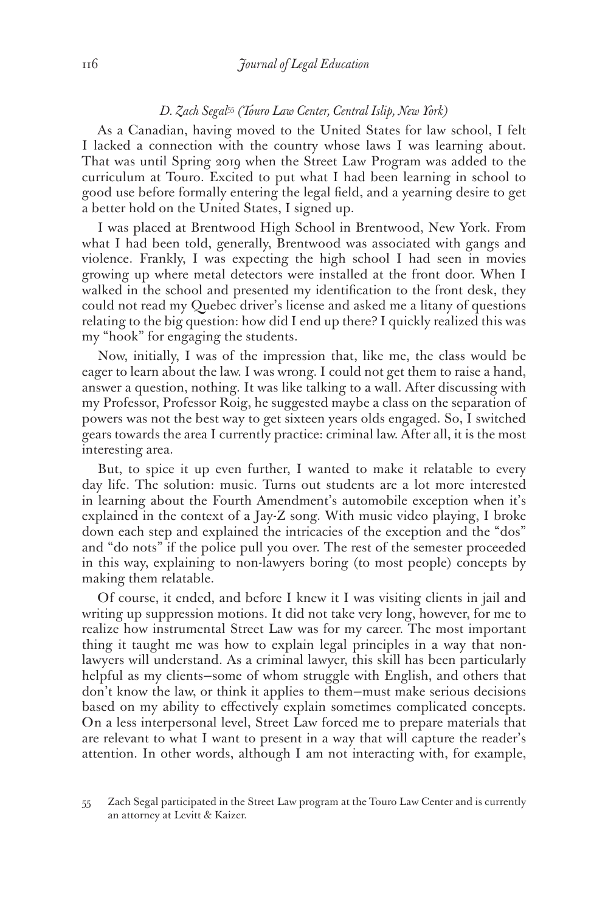*D. Zach Segal*[55] *(Touro Law Center, Central Islip, New York)*

As a Canadian, having moved to the United States for law school, I felt I lacked a connection with the country whose laws I was learning about. That was until Spring 2019 when the Street Law Program was added to the curriculum at Touro. Excited to put what I had been learning in school to good use before formally entering the legal field, and a yearning desire to get a better hold on the United States, I signed up.

I was placed at Brentwood High School in Brentwood, New York. From what I had been told, generally, Brentwood was associated with gangs and violence. Frankly, I was expecting the high school I had seen in movies growing up where metal detectors were installed at the front door. When I walked in the school and presented my identification to the front desk, they could not read my Quebec driver's license and asked me a litany of questions relating to the big question: how did I end up there? I quickly realized this was my "hook" for engaging the students.

Now, initially, I was of the impression that, like me, the class would be eager to learn about the law. I was wrong. I could not get them to raise a hand, answer a question, nothing. It was like talking to a wall. After discussing with my Professor, Professor Roig, he suggested maybe a class on the separation of powers was not the best way to get sixteen years olds engaged. So, I switched gears towards the area I currently practice: criminal law. After all, it is the most interesting area.

But, to spice it up even further, I wanted to make it relatable to every day life. The solution: music. Turns out students are a lot more interested in learning about the Fourth Amendment's automobile exception when it's explained in the context of a Jay-Z song. With music video playing, I broke down each step and explained the intricacies of the exception and the "dos" and "do nots" if the police pull you over. The rest of the semester proceeded in this way, explaining to non-lawyers boring (to most people) concepts by making them relatable.

Of course, it ended, and before I knew it I was visiting clients in jail and writing up suppression motions. It did not take very long, however, for me to realize how instrumental Street Law was for my career. The most important thing it taught me was how to explain legal principles in a way that non-lawyers will understand. As a criminal lawyer, this skill has been particularly helpful as my clients—some of whom struggle with English, and others that don't know the law, or think it applies to them—must make serious decisions based on my ability to effectively explain sometimes complicated concepts. On a less interpersonal level, Street Law forced me to prepare materials that are relevant to what I want to present in a way that will capture the reader's attention. In other words, although I am not interacting with, for example,

55 Zach Segal participated in the Street Law program at the Touro Law Center and is currently an attorney at Levitt & Kaizer.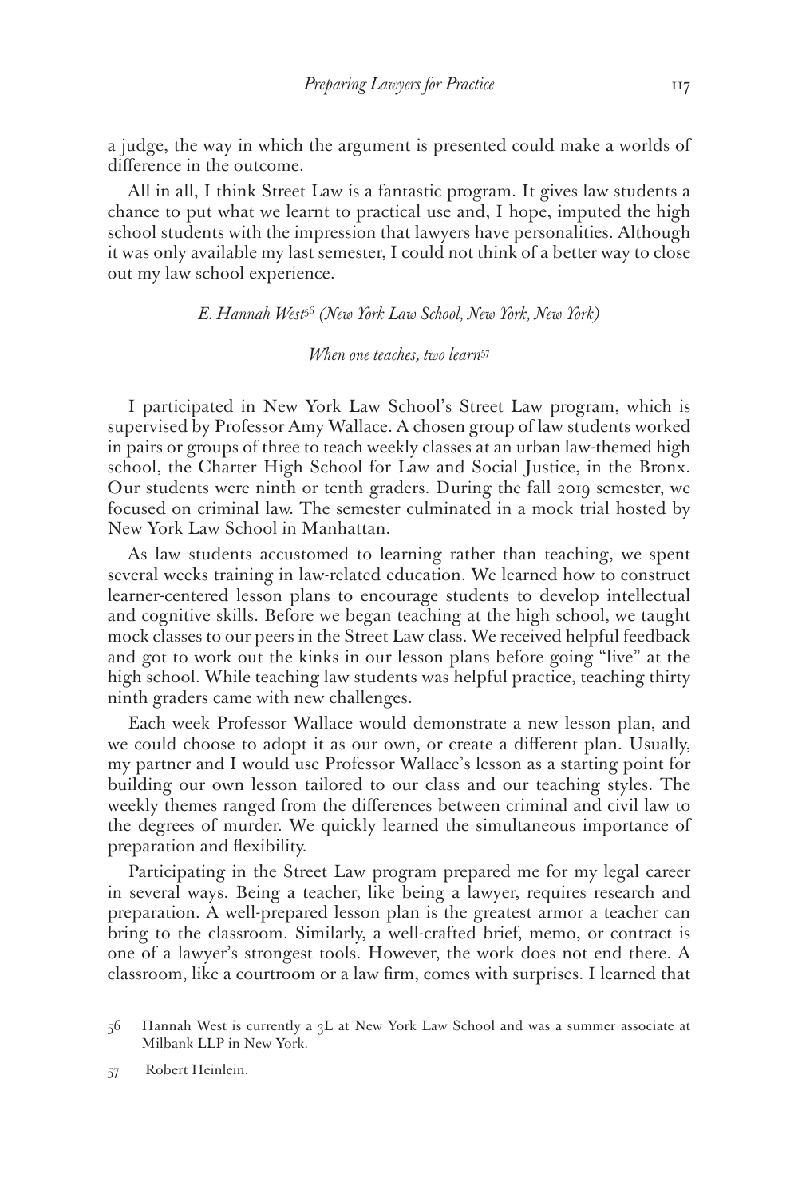a judge, the way in which the argument is presented could make a worlds of difference in the outcome.

All in all, I think Street Law is a fantastic program. It gives law students a chance to put what we learnt to practical use and, I hope, imputed the high school students with the impression that lawyers have personalities. Although it was only available my last semester, I could not think of a better way to close out my law school experience.

*E. Hannah West*[56] *(New York Law School, New York, New York)*

*When one teaches, two learn*[57]

I participated in New York Law School's Street Law program, which is supervised by Professor Amy Wallace. A chosen group of law students worked in pairs or groups of three to teach weekly classes at an urban law-themed high school, the Charter High School for Law and Social Justice, in the Bronx. Our students were ninth or tenth graders. During the fall 2019 semester, we focused on criminal law. The semester culminated in a mock trial hosted by New York Law School in Manhattan.

As law students accustomed to learning rather than teaching, we spent several weeks training in law-related education. We learned how to construct learner-centered lesson plans to encourage students to develop intellectual and cognitive skills. Before we began teaching at the high school, we taught mock classes to our peers in the Street Law class. We received helpful feedback and got to work out the kinks in our lesson plans before going "live" at the high school. While teaching law students was helpful practice, teaching thirty ninth graders came with new challenges.

Each week Professor Wallace would demonstrate a new lesson plan, and we could choose to adopt it as our own, or create a different plan. Usually, my partner and I would use Professor Wallace's lesson as a starting point for building our own lesson tailored to our class and our teaching styles. The weekly themes ranged from the differences between criminal and civil law to the degrees of murder. We quickly learned the simultaneous importance of preparation and flexibility.

Participating in the Street Law program prepared me for my legal career in several ways. Being a teacher, like being a lawyer, requires research and preparation. A well-prepared lesson plan is the greatest armor a teacher can bring to the classroom. Similarly, a well-crafted brief, memo, or contract is one of a lawyer's strongest tools. However, the work does not end there. A classroom, like a courtroom or a law firm, comes with surprises. I learned that

---

56 Hannah West is currently a 3L at New York Law School and was a summer associate at Milbank LLP in New York.

57 Robert Heinlein.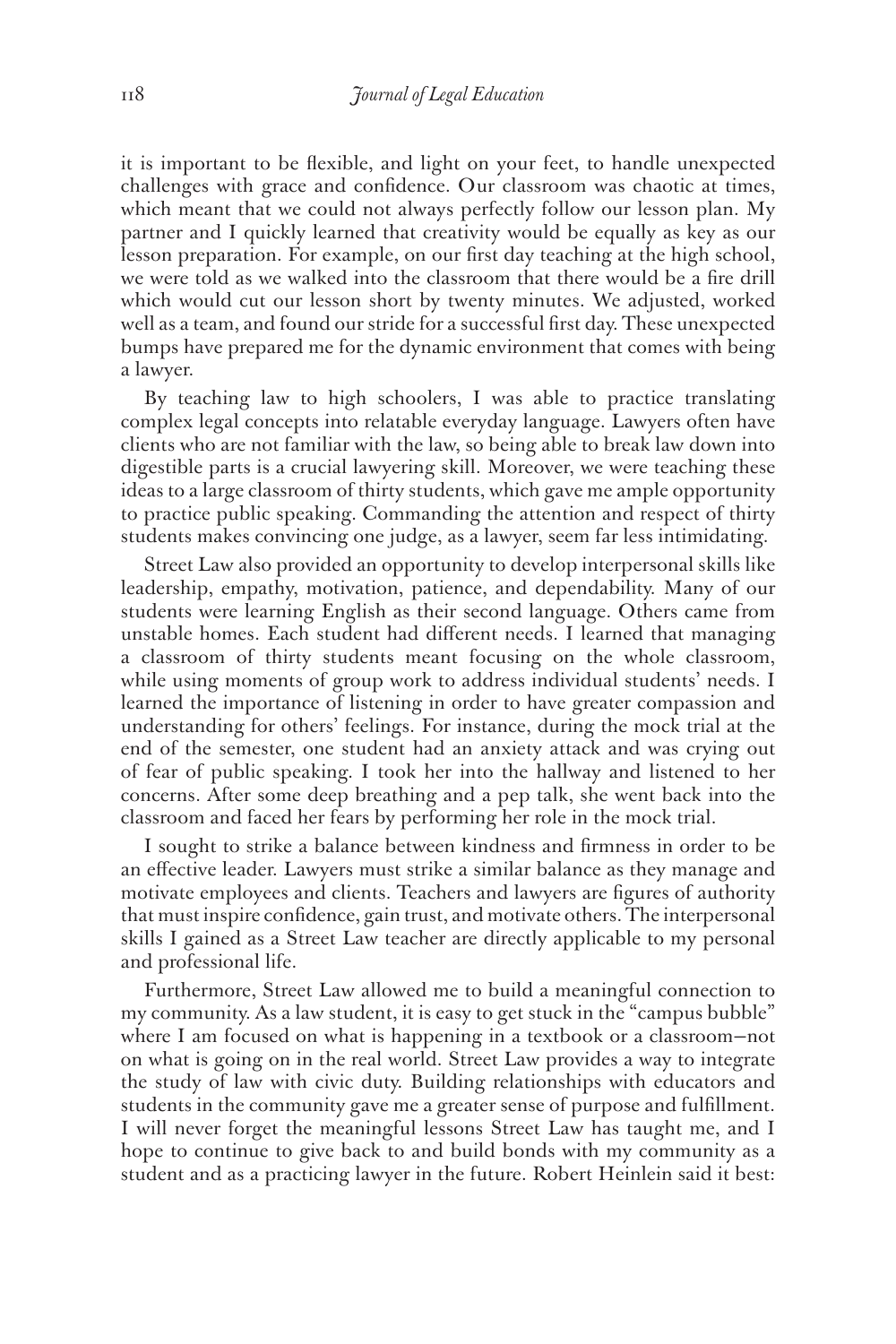it is important to be flexible, and light on your feet, to handle unexpected challenges with grace and confidence. Our classroom was chaotic at times, which meant that we could not always perfectly follow our lesson plan. My partner and I quickly learned that creativity would be equally as key as our lesson preparation. For example, on our first day teaching at the high school, we were told as we walked into the classroom that there would be a fire drill which would cut our lesson short by twenty minutes. We adjusted, worked well as a team, and found our stride for a successful first day. These unexpected bumps have prepared me for the dynamic environment that comes with being a lawyer.

By teaching law to high schoolers, I was able to practice translating complex legal concepts into relatable everyday language. Lawyers often have clients who are not familiar with the law, so being able to break law down into digestible parts is a crucial lawyering skill. Moreover, we were teaching these ideas to a large classroom of thirty students, which gave me ample opportunity to practice public speaking. Commanding the attention and respect of thirty students makes convincing one judge, as a lawyer, seem far less intimidating.

Street Law also provided an opportunity to develop interpersonal skills like leadership, empathy, motivation, patience, and dependability. Many of our students were learning English as their second language. Others came from unstable homes. Each student had different needs. I learned that managing a classroom of thirty students meant focusing on the whole classroom, while using moments of group work to address individual students' needs. I learned the importance of listening in order to have greater compassion and understanding for others' feelings. For instance, during the mock trial at the end of the semester, one student had an anxiety attack and was crying out of fear of public speaking. I took her into the hallway and listened to her concerns. After some deep breathing and a pep talk, she went back into the classroom and faced her fears by performing her role in the mock trial.

I sought to strike a balance between kindness and firmness in order to be an effective leader. Lawyers must strike a similar balance as they manage and motivate employees and clients. Teachers and lawyers are figures of authority that must inspire confidence, gain trust, and motivate others. The interpersonal skills I gained as a Street Law teacher are directly applicable to my personal and professional life.

Furthermore, Street Law allowed me to build a meaningful connection to my community. As a law student, it is easy to get stuck in the "campus bubble" where I am focused on what is happening in a textbook or a classroom—not on what is going on in the real world. Street Law provides a way to integrate the study of law with civic duty. Building relationships with educators and students in the community gave me a greater sense of purpose and fulfillment. I will never forget the meaningful lessons Street Law has taught me, and I hope to continue to give back to and build bonds with my community as a student and as a practicing lawyer in the future. Robert Heinlein said it best: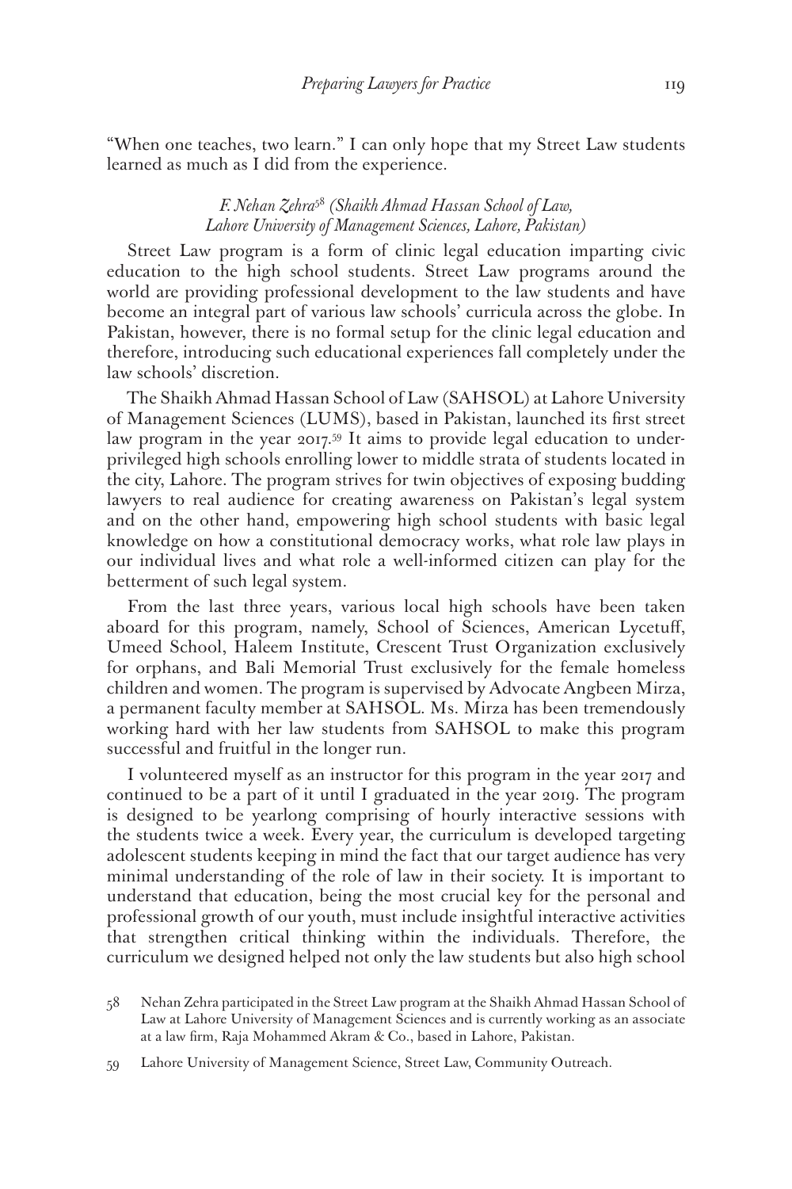"When one teaches, two learn." I can only hope that my Street Law students learned as much as I did from the experience.

*F. Nehan Zehra*[58] *(Shaikh Ahmad Hassan School of Law, Lahore University of Management Sciences, Lahore, Pakistan)*

Street Law program is a form of clinic legal education imparting civic education to the high school students. Street Law programs around the world are providing professional development to the law students and have become an integral part of various law schools' curricula across the globe. In Pakistan, however, there is no formal setup for the clinic legal education and therefore, introducing such educational experiences fall completely under the law schools' discretion.

The Shaikh Ahmad Hassan School of Law (SAHSOL) at Lahore University of Management Sciences (LUMS), based in Pakistan, launched its first street law program in the year 2017.[59] It aims to provide legal education to under-privileged high schools enrolling lower to middle strata of students located in the city, Lahore. The program strives for twin objectives of exposing budding lawyers to real audience for creating awareness on Pakistan's legal system and on the other hand, empowering high school students with basic legal knowledge on how a constitutional democracy works, what role law plays in our individual lives and what role a well-informed citizen can play for the betterment of such legal system.

From the last three years, various local high schools have been taken aboard for this program, namely, School of Sciences, American Lycetuff, Umeed School, Haleem Institute, Crescent Trust Organization exclusively for orphans, and Bali Memorial Trust exclusively for the female homeless children and women. The program is supervised by Advocate Angbeen Mirza, a permanent faculty member at SAHSOL. Ms. Mirza has been tremendously working hard with her law students from SAHSOL to make this program successful and fruitful in the longer run.

I volunteered myself as an instructor for this program in the year 2017 and continued to be a part of it until I graduated in the year 2019. The program is designed to be yearlong comprising of hourly interactive sessions with the students twice a week. Every year, the curriculum is developed targeting adolescent students keeping in mind the fact that our target audience has very minimal understanding of the role of law in their society. It is important to understand that education, being the most crucial key for the personal and professional growth of our youth, must include insightful interactive activities that strengthen critical thinking within the individuals. Therefore, the curriculum we designed helped not only the law students but also high school

58 Nehan Zehra participated in the Street Law program at the Shaikh Ahmad Hassan School of Law at Lahore University of Management Sciences and is currently working as an associate at a law firm, Raja Mohammed Akram & Co., based in Lahore, Pakistan.

59 Lahore University of Management Science, Street Law, Community Outreach.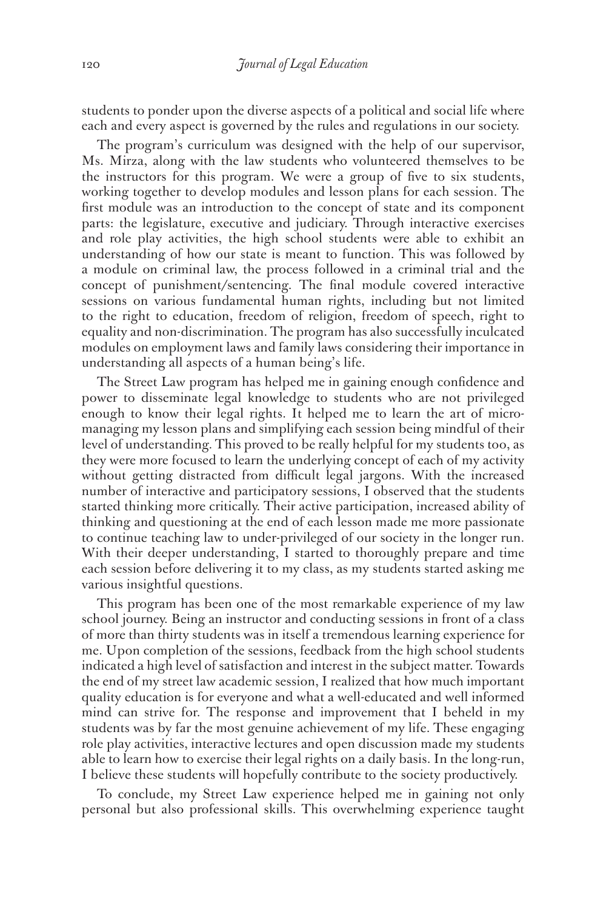students to ponder upon the diverse aspects of a political and social life where each and every aspect is governed by the rules and regulations in our society.

The program's curriculum was designed with the help of our supervisor, Ms. Mirza, along with the law students who volunteered themselves to be the instructors for this program. We were a group of five to six students, working together to develop modules and lesson plans for each session. The first module was an introduction to the concept of state and its component parts: the legislature, executive and judiciary. Through interactive exercises and role play activities, the high school students were able to exhibit an understanding of how our state is meant to function. This was followed by a module on criminal law, the process followed in a criminal trial and the concept of punishment/sentencing. The final module covered interactive sessions on various fundamental human rights, including but not limited to the right to education, freedom of religion, freedom of speech, right to equality and non-discrimination. The program has also successfully inculcated modules on employment laws and family laws considering their importance in understanding all aspects of a human being's life.

The Street Law program has helped me in gaining enough confidence and power to disseminate legal knowledge to students who are not privileged enough to know their legal rights. It helped me to learn the art of micro-managing my lesson plans and simplifying each session being mindful of their level of understanding. This proved to be really helpful for my students too, as they were more focused to learn the underlying concept of each of my activity without getting distracted from difficult legal jargons. With the increased number of interactive and participatory sessions, I observed that the students started thinking more critically. Their active participation, increased ability of thinking and questioning at the end of each lesson made me more passionate to continue teaching law to under-privileged of our society in the longer run. With their deeper understanding, I started to thoroughly prepare and time each session before delivering it to my class, as my students started asking me various insightful questions.

This program has been one of the most remarkable experience of my law school journey. Being an instructor and conducting sessions in front of a class of more than thirty students was in itself a tremendous learning experience for me. Upon completion of the sessions, feedback from the high school students indicated a high level of satisfaction and interest in the subject matter. Towards the end of my street law academic session, I realized that how much important quality education is for everyone and what a well-educated and well informed mind can strive for. The response and improvement that I beheld in my students was by far the most genuine achievement of my life. These engaging role play activities, interactive lectures and open discussion made my students able to learn how to exercise their legal rights on a daily basis. In the long-run, I believe these students will hopefully contribute to the society productively.

To conclude, my Street Law experience helped me in gaining not only personal but also professional skills. This overwhelming experience taught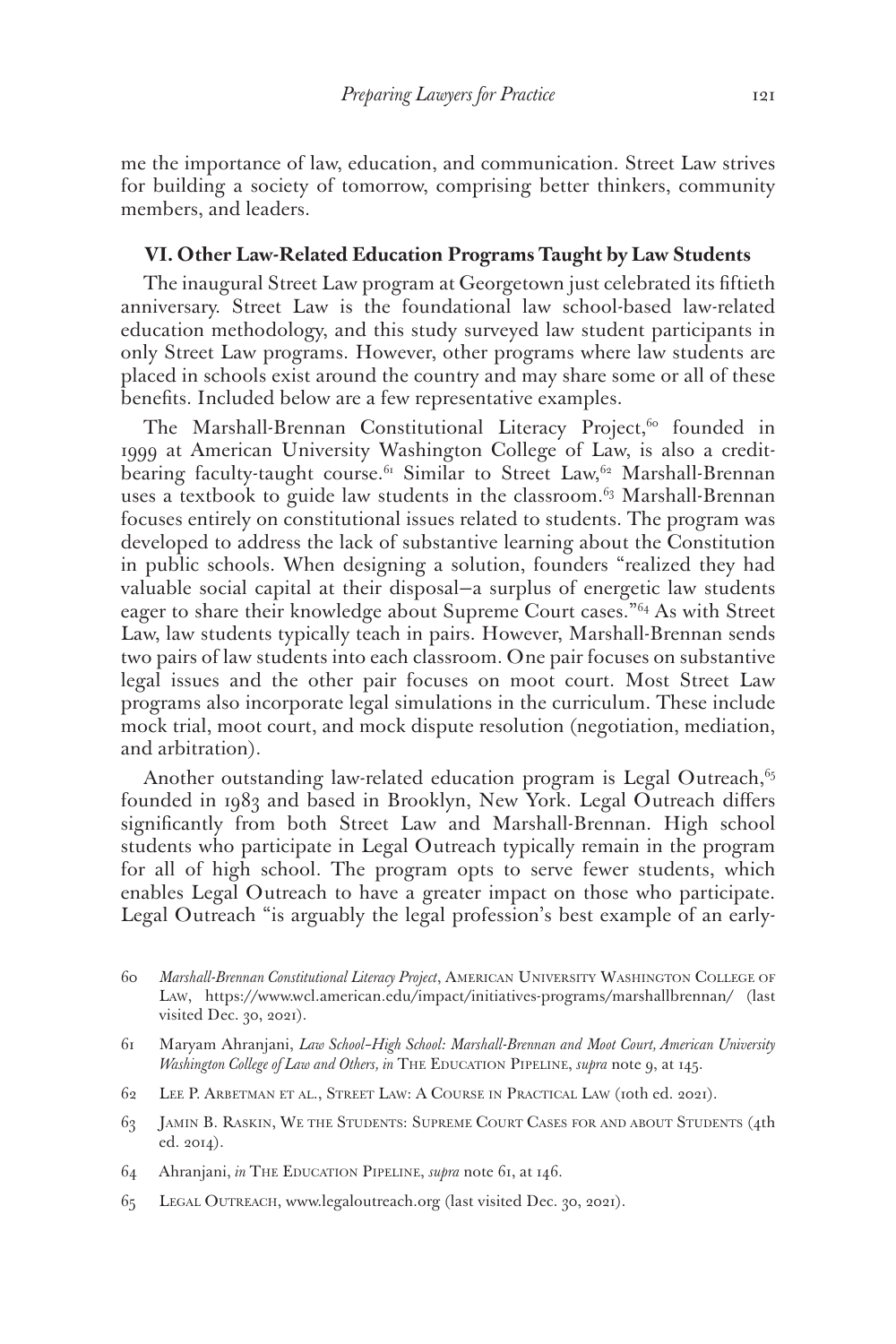me the importance of law, education, and communication. Street Law strives for building a society of tomorrow, comprising better thinkers, community members, and leaders.

## VI. Other Law-Related Education Programs Taught by Law Students

The inaugural Street Law program at Georgetown just celebrated its fiftieth anniversary. Street Law is the foundational law school-based law-related education methodology, and this study surveyed law student participants in only Street Law programs. However, other programs where law students are placed in schools exist around the country and may share some or all of these benefits. Included below are a few representative examples.

The Marshall-Brennan Constitutional Literacy Project,[60] founded in 1999 at American University Washington College of Law, is also a credit-bearing faculty-taught course.[61] Similar to Street Law,[62] Marshall-Brennan uses a textbook to guide law students in the classroom.[63] Marshall-Brennan focuses entirely on constitutional issues related to students. The program was developed to address the lack of substantive learning about the Constitution in public schools. When designing a solution, founders "realized they had valuable social capital at their disposal—a surplus of energetic law students eager to share their knowledge about Supreme Court cases."[64] As with Street Law, law students typically teach in pairs. However, Marshall-Brennan sends two pairs of law students into each classroom. One pair focuses on substantive legal issues and the other pair focuses on moot court. Most Street Law programs also incorporate legal simulations in the curriculum. These include mock trial, moot court, and mock dispute resolution (negotiation, mediation, and arbitration).

Another outstanding law-related education program is Legal Outreach,[65] founded in 1983 and based in Brooklyn, New York. Legal Outreach differs significantly from both Street Law and Marshall-Brennan. High school students who participate in Legal Outreach typically remain in the program for all of high school. The program opts to serve fewer students, which enables Legal Outreach to have a greater impact on those who participate. Legal Outreach "is arguably the legal profession's best example of an early-

---

60 *Marshall-Brennan Constitutional Literacy Project*, American University Washington College of Law, https://www.wcl.american.edu/impact/initiatives-programs/marshallbrennan/ (last visited Dec. 30, 2021).

61 Maryam Ahranjani, *Law School–High School: Marshall-Brennan and Moot Court, American University Washington College of Law and Others, in* The Education Pipeline, *supra* note 9, at 145.

62 Lee P. Arbetman et al., Street Law: A Course in Practical Law (10th ed. 2021).

63 Jamin B. Raskin, We the Students: Supreme Court Cases for and about Students (4th ed. 2014).

64 Ahranjani, *in* The Education Pipeline, *supra* note 61, at 146.

65 Legal Outreach, www.legaloutreach.org (last visited Dec. 30, 2021).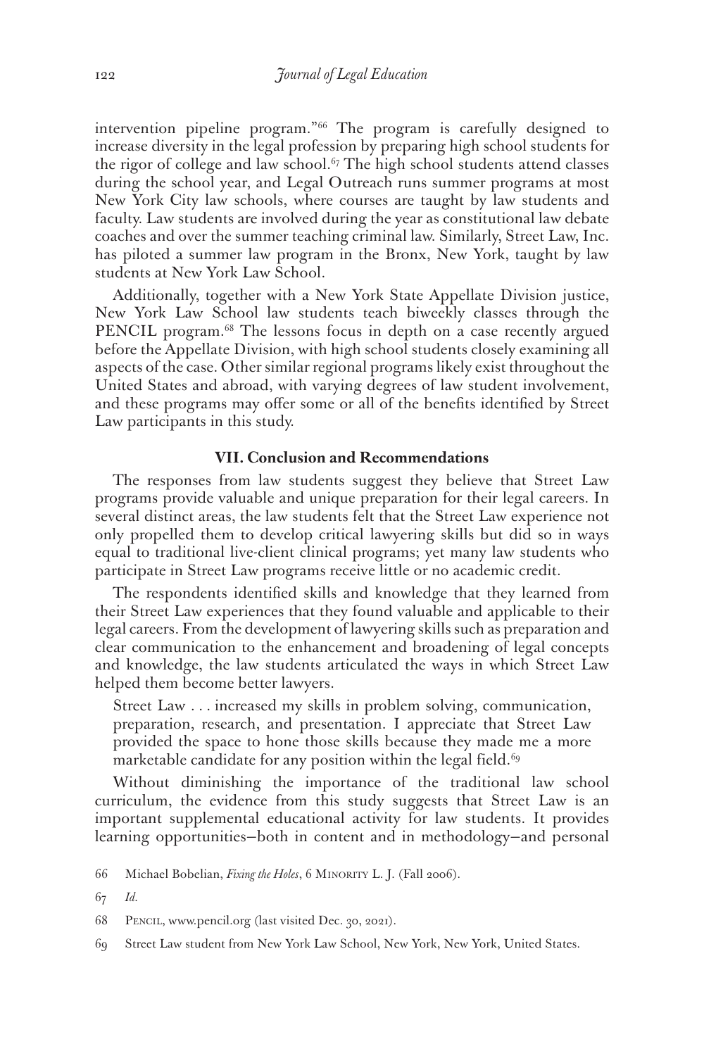intervention pipeline program."[66] The program is carefully designed to increase diversity in the legal profession by preparing high school students for the rigor of college and law school.[67] The high school students attend classes during the school year, and Legal Outreach runs summer programs at most New York City law schools, where courses are taught by law students and faculty. Law students are involved during the year as constitutional law debate coaches and over the summer teaching criminal law. Similarly, Street Law, Inc. has piloted a summer law program in the Bronx, New York, taught by law students at New York Law School.

Additionally, together with a New York State Appellate Division justice, New York Law School law students teach biweekly classes through the PENCIL program.[68] The lessons focus in depth on a case recently argued before the Appellate Division, with high school students closely examining all aspects of the case. Other similar regional programs likely exist throughout the United States and abroad, with varying degrees of law student involvement, and these programs may offer some or all of the benefits identified by Street Law participants in this study.

## VII. Conclusion and Recommendations

The responses from law students suggest they believe that Street Law programs provide valuable and unique preparation for their legal careers. In several distinct areas, the law students felt that the Street Law experience not only propelled them to develop critical lawyering skills but did so in ways equal to traditional live-client clinical programs; yet many law students who participate in Street Law programs receive little or no academic credit.

The respondents identified skills and knowledge that they learned from their Street Law experiences that they found valuable and applicable to their legal careers. From the development of lawyering skills such as preparation and clear communication to the enhancement and broadening of legal concepts and knowledge, the law students articulated the ways in which Street Law helped them become better lawyers.

> Street Law . . . increased my skills in problem solving, communication, preparation, research, and presentation. I appreciate that Street Law provided the space to hone those skills because they made me a more marketable candidate for any position within the legal field.[69]

Without diminishing the importance of the traditional law school curriculum, the evidence from this study suggests that Street Law is an important supplemental educational activity for law students. It provides learning opportunities—both in content and in methodology—and personal

66 Michael Bobelian, *Fixing the Holes*, 6 Minority L. J. (Fall 2006).

67 *Id.*

68 Pencil, www.pencil.org (last visited Dec. 30, 2021).

69 Street Law student from New York Law School, New York, New York, United States.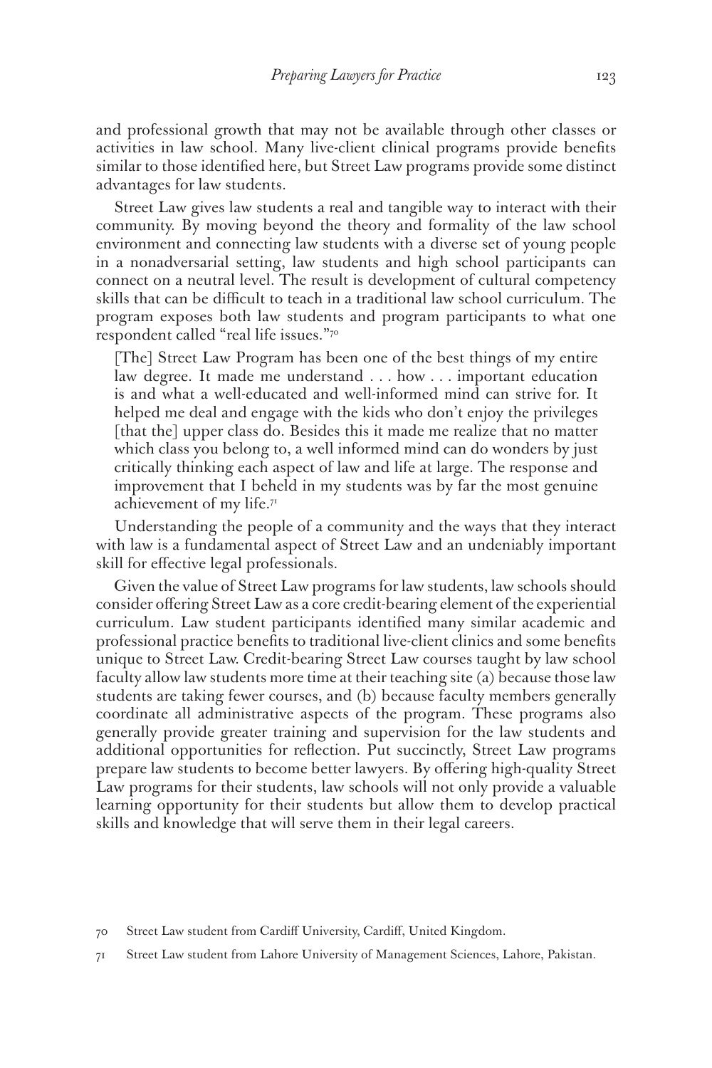and professional growth that may not be available through other classes or activities in law school. Many live-client clinical programs provide benefits similar to those identified here, but Street Law programs provide some distinct advantages for law students.

Street Law gives law students a real and tangible way to interact with their community. By moving beyond the theory and formality of the law school environment and connecting law students with a diverse set of young people in a nonadversarial setting, law students and high school participants can connect on a neutral level. The result is development of cultural competency skills that can be difficult to teach in a traditional law school curriculum. The program exposes both law students and program participants to what one respondent called "real life issues."[70]

> [The] Street Law Program has been one of the best things of my entire law degree. It made me understand . . . how . . . important education is and what a well-educated and well-informed mind can strive for. It helped me deal and engage with the kids who don't enjoy the privileges [that the] upper class do. Besides this it made me realize that no matter which class you belong to, a well informed mind can do wonders by just critically thinking each aspect of law and life at large. The response and improvement that I beheld in my students was by far the most genuine achievement of my life.[71]

Understanding the people of a community and the ways that they interact with law is a fundamental aspect of Street Law and an undeniably important skill for effective legal professionals.

Given the value of Street Law programs for law students, law schools should consider offering Street Law as a core credit-bearing element of the experiential curriculum. Law student participants identified many similar academic and professional practice benefits to traditional live-client clinics and some benefits unique to Street Law. Credit-bearing Street Law courses taught by law school faculty allow law students more time at their teaching site (a) because those law students are taking fewer courses, and (b) because faculty members generally coordinate all administrative aspects of the program. These programs also generally provide greater training and supervision for the law students and additional opportunities for reflection. Put succinctly, Street Law programs prepare law students to become better lawyers. By offering high-quality Street Law programs for their students, law schools will not only provide a valuable learning opportunity for their students but allow them to develop practical skills and knowledge that will serve them in their legal careers.

70 Street Law student from Cardiff University, Cardiff, United Kingdom.

71 Street Law student from Lahore University of Management Sciences, Lahore, Pakistan.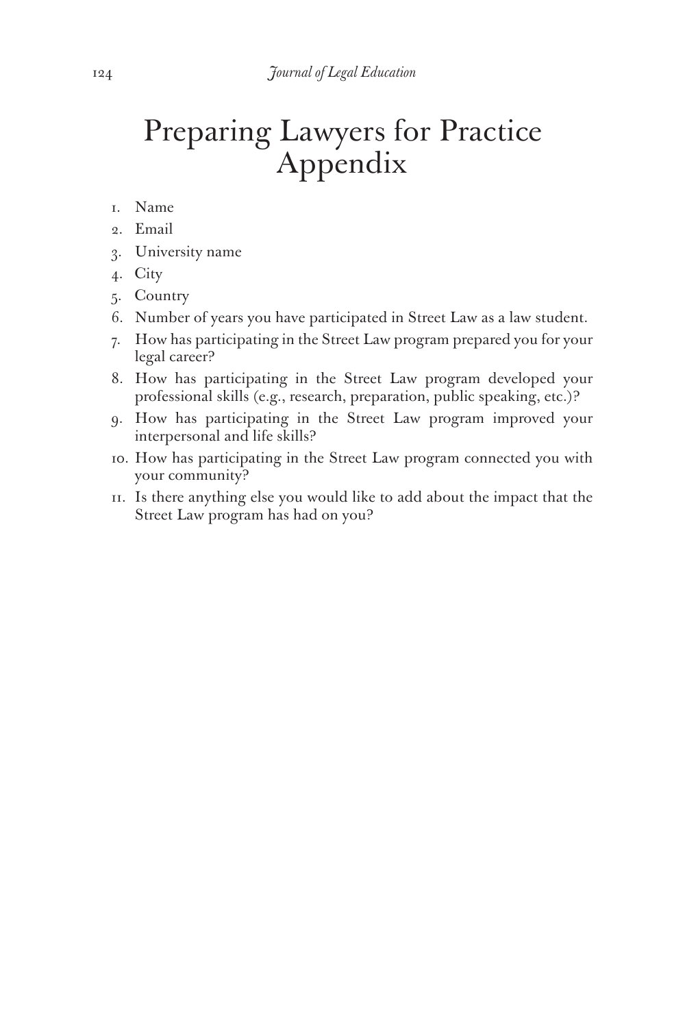# Preparing Lawyers for Practice Appendix

1. Name
2. Email
3. University name
4. City
5. Country
6. Number of years you have participated in Street Law as a law student.
7. How has participating in the Street Law program prepared you for your legal career?
8. How has participating in the Street Law program developed your professional skills (e.g., research, preparation, public speaking, etc.)?
9. How has participating in the Street Law program improved your interpersonal and life skills?
10. How has participating in the Street Law program connected you with your community?
11. Is there anything else you would like to add about the impact that the Street Law program has had on you?